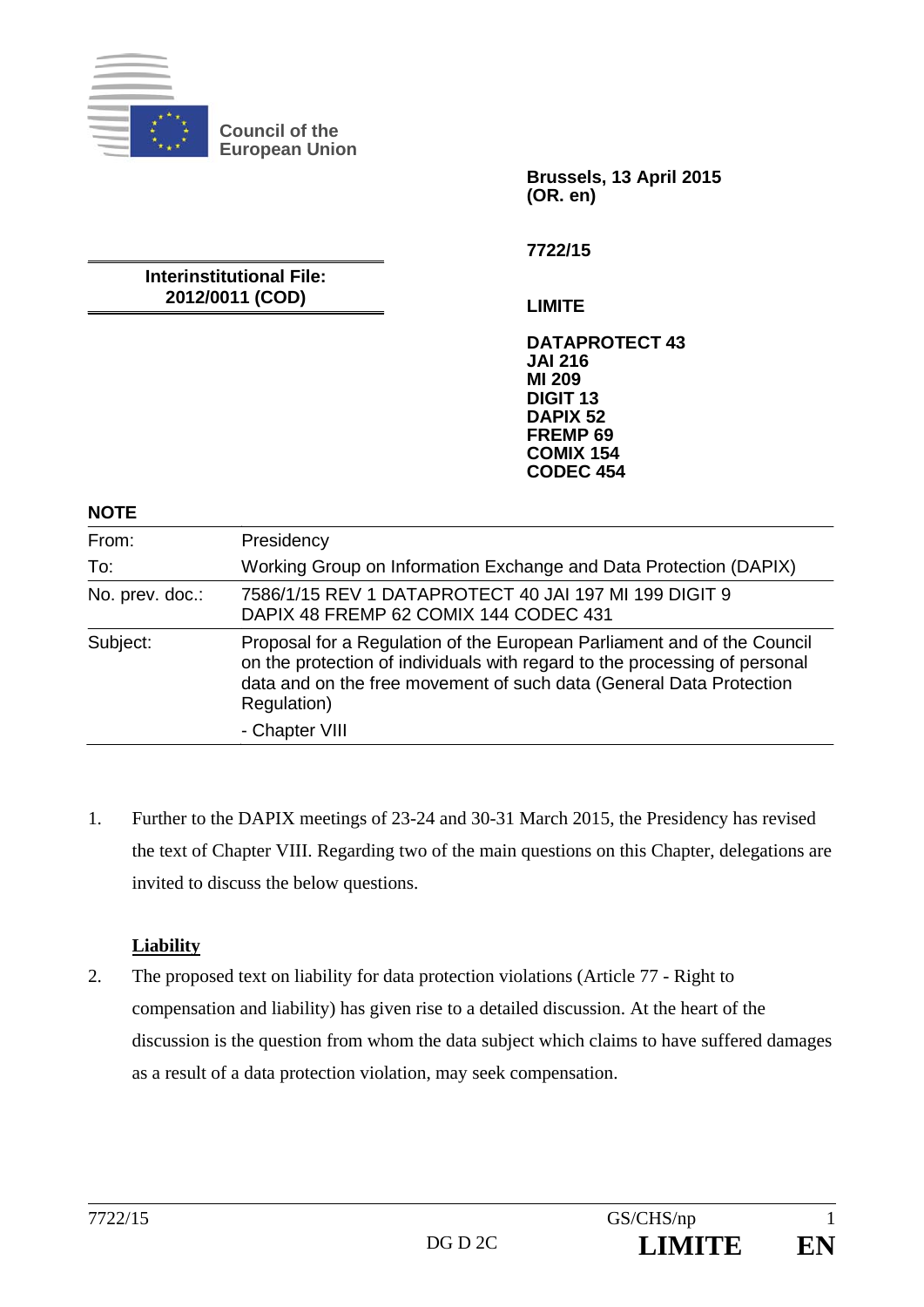**Council of the European Union**

**Brussels, 13 April 2015**
**(OR. en)**

**7722/15**

**Interinstitutional File:**
**2012/0011 (COD)**

**LIMITE**

**DATAPROTECT 43**
**JAI 216**
**MI 209**
**DIGIT 13**
**DAPIX 52**
**FREMP 69**
**COMIX 154**
**CODEC 454**

**NOTE**

| | |
|---|---|
| From: | Presidency |
| To: | Working Group on Information Exchange and Data Protection (DAPIX) |
| No. prev. doc.: | 7586/1/15 REV 1 DATAPROTECT 40 JAI 197 MI 199 DIGIT 9 DAPIX 48 FREMP 62 COMIX 144 CODEC 431 |
| Subject: | Proposal for a Regulation of the European Parliament and of the Council on the protection of individuals with regard to the processing of personal data and on the free movement of such data (General Data Protection Regulation)<br>- Chapter VIII |

1. Further to the DAPIX meetings of 23-24 and 30-31 March 2015, the Presidency has revised the text of Chapter VIII. Regarding two of the main questions on this Chapter, delegations are invited to discuss the below questions.

**Liability**

2. The proposed text on liability for data protection violations (Article 77 - Right to compensation and liability) has given rise to a detailed discussion. At the heart of the discussion is the question from whom the data subject which claims to have suffered damages as a result of a data protection violation, may seek compensation.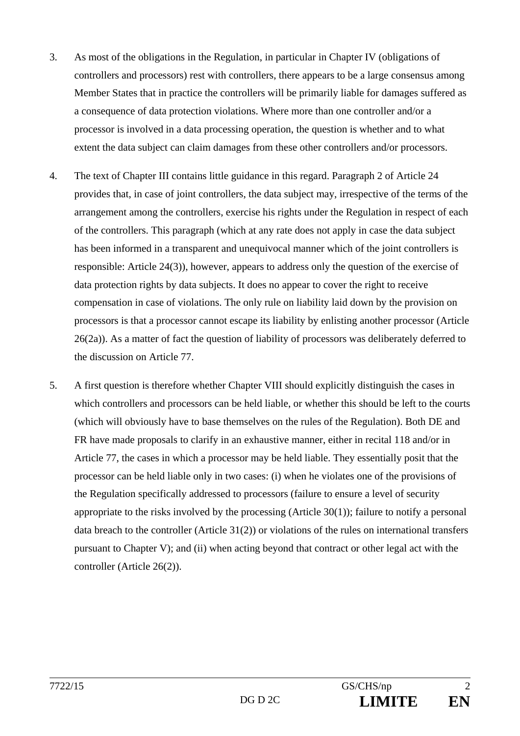3. As most of the obligations in the Regulation, in particular in Chapter IV (obligations of controllers and processors) rest with controllers, there appears to be a large consensus among Member States that in practice the controllers will be primarily liable for damages suffered as a consequence of data protection violations. Where more than one controller and/or a processor is involved in a data processing operation, the question is whether and to what extent the data subject can claim damages from these other controllers and/or processors.

4. The text of Chapter III contains little guidance in this regard. Paragraph 2 of Article 24 provides that, in case of joint controllers, the data subject may, irrespective of the terms of the arrangement among the controllers, exercise his rights under the Regulation in respect of each of the controllers. This paragraph (which at any rate does not apply in case the data subject has been informed in a transparent and unequivocal manner which of the joint controllers is responsible: Article 24(3)), however, appears to address only the question of the exercise of data protection rights by data subjects. It does no appear to cover the right to receive compensation in case of violations. The only rule on liability laid down by the provision on processors is that a processor cannot escape its liability by enlisting another processor (Article 26(2a)). As a matter of fact the question of liability of processors was deliberately deferred to the discussion on Article 77.

5. A first question is therefore whether Chapter VIII should explicitly distinguish the cases in which controllers and processors can be held liable, or whether this should be left to the courts (which will obviously have to base themselves on the rules of the Regulation). Both DE and FR have made proposals to clarify in an exhaustive manner, either in recital 118 and/or in Article 77, the cases in which a processor may be held liable. They essentially posit that the processor can be held liable only in two cases: (i) when he violates one of the provisions of the Regulation specifically addressed to processors (failure to ensure a level of security appropriate to the risks involved by the processing (Article 30(1)); failure to notify a personal data breach to the controller (Article 31(2)) or violations of the rules on international transfers pursuant to Chapter V); and (ii) when acting beyond that contract or other legal act with the controller (Article 26(2)).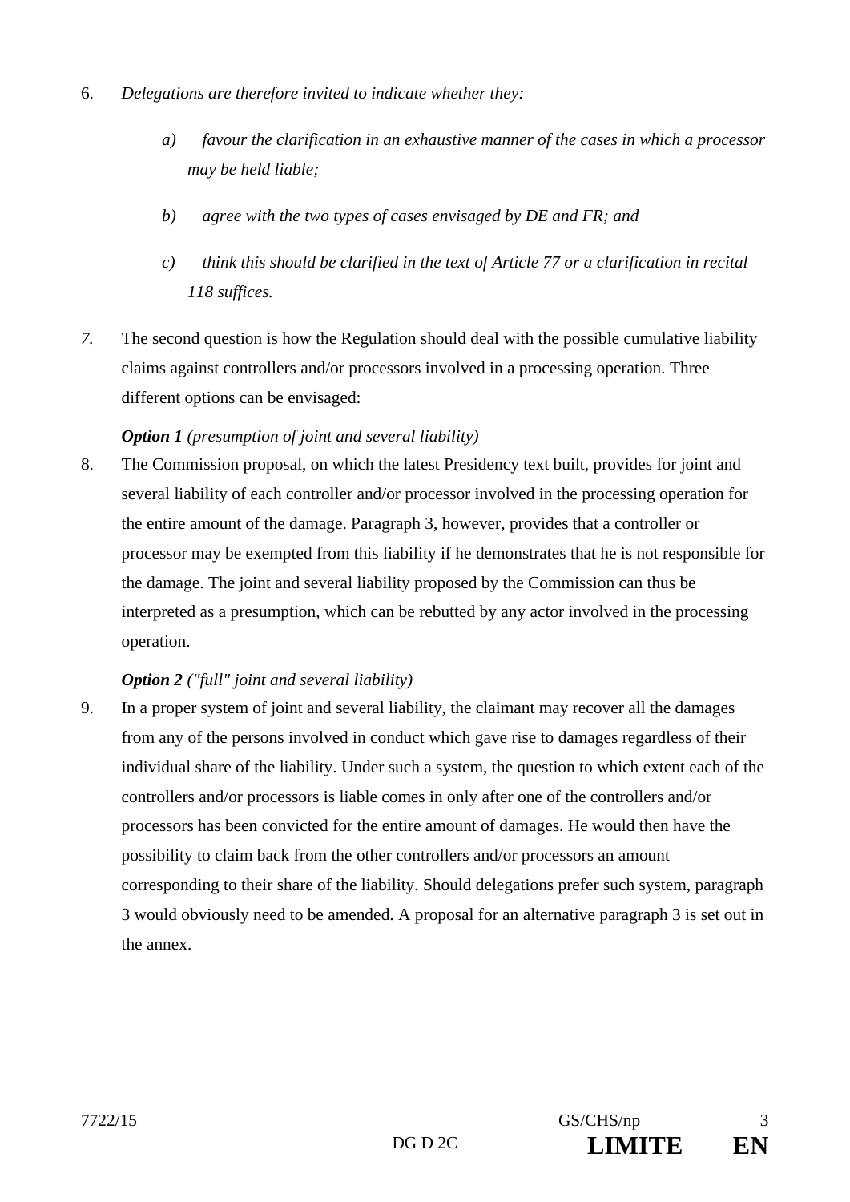6. *Delegations are therefore invited to indicate whether they:*

   *a) favour the clarification in an exhaustive manner of the cases in which a processor may be held liable;*

   *b) agree with the two types of cases envisaged by DE and FR; and*

   *c) think this should be clarified in the text of Article 77 or a clarification in recital 118 suffices.*

*7.* The second question is how the Regulation should deal with the possible cumulative liability claims against controllers and/or processors involved in a processing operation. Three different options can be envisaged:

***Option 1** (presumption of joint and several liability)*

8. The Commission proposal, on which the latest Presidency text built, provides for joint and several liability of each controller and/or processor involved in the processing operation for the entire amount of the damage. Paragraph 3, however, provides that a controller or processor may be exempted from this liability if he demonstrates that he is not responsible for the damage. The joint and several liability proposed by the Commission can thus be interpreted as a presumption, which can be rebutted by any actor involved in the processing operation.

***Option 2** ("full" joint and several liability)*

9. In a proper system of joint and several liability, the claimant may recover all the damages from any of the persons involved in conduct which gave rise to damages regardless of their individual share of the liability. Under such a system, the question to which extent each of the controllers and/or processors is liable comes in only after one of the controllers and/or processors has been convicted for the entire amount of damages. He would then have the possibility to claim back from the other controllers and/or processors an amount corresponding to their share of the liability. Should delegations prefer such system, paragraph 3 would obviously need to be amended. A proposal for an alternative paragraph 3 is set out in the annex.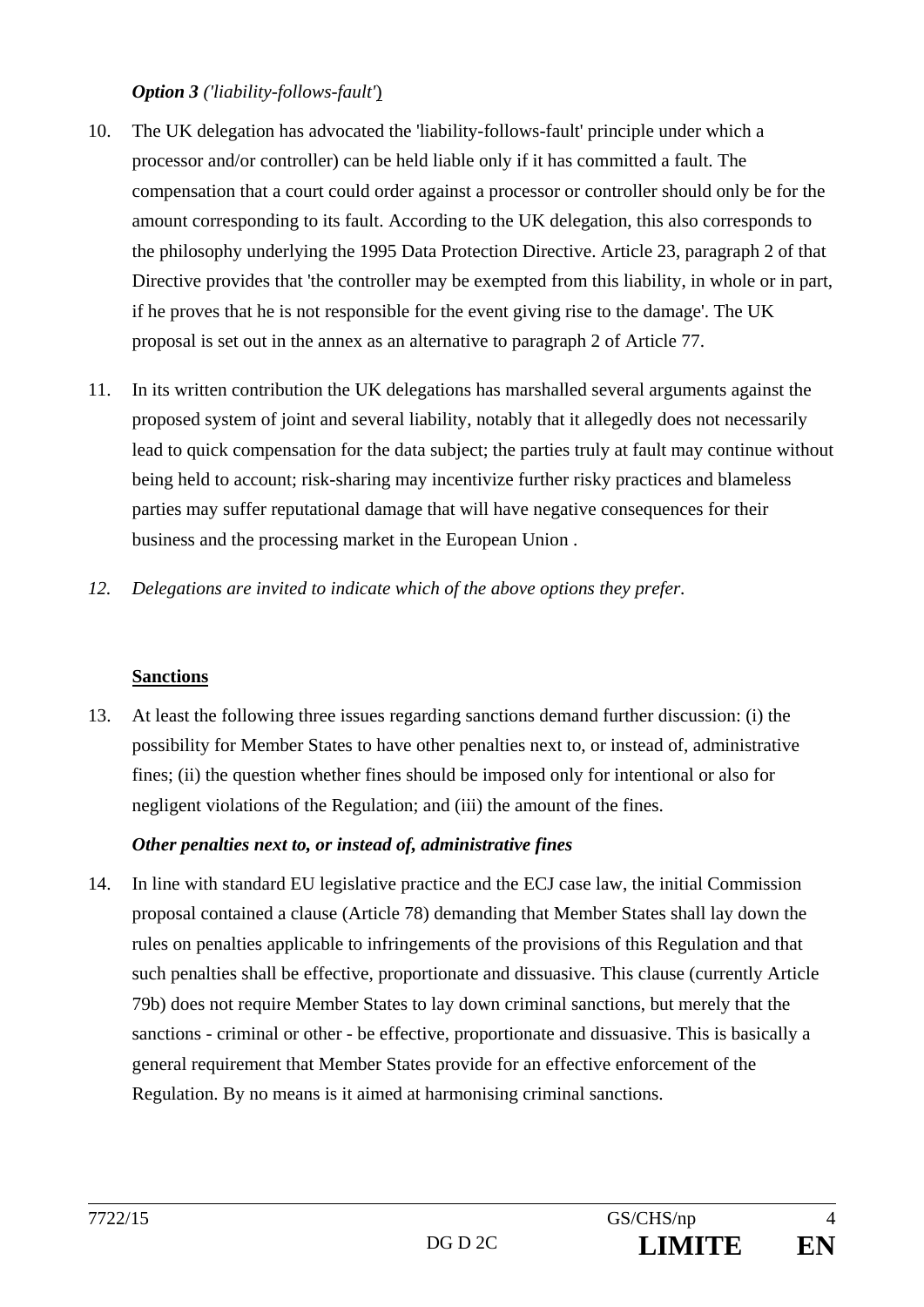*Option 3* *('liability-follows-fault')*

10. The UK delegation has advocated the 'liability-follows-fault' principle under which a processor and/or controller) can be held liable only if it has committed a fault. The compensation that a court could order against a processor or controller should only be for the amount corresponding to its fault. According to the UK delegation, this also corresponds to the philosophy underlying the 1995 Data Protection Directive. Article 23, paragraph 2 of that Directive provides that 'the controller may be exempted from this liability, in whole or in part, if he proves that he is not responsible for the event giving rise to the damage'. The UK proposal is set out in the annex as an alternative to paragraph 2 of Article 77.

11. In its written contribution the UK delegations has marshalled several arguments against the proposed system of joint and several liability, notably that it allegedly does not necessarily lead to quick compensation for the data subject; the parties truly at fault may continue without being held to account; risk-sharing may incentivize further risky practices and blameless parties may suffer reputational damage that will have negative consequences for their business and the processing market in the European Union .

12. *Delegations are invited to indicate which of the above options they prefer.*

## Sanctions

13. At least the following three issues regarding sanctions demand further discussion: (i) the possibility for Member States to have other penalties next to, or instead of, administrative fines; (ii) the question whether fines should be imposed only for intentional or also for negligent violations of the Regulation; and (iii) the amount of the fines.

***Other penalties next to, or instead of, administrative fines***

14. In line with standard EU legislative practice and the ECJ case law, the initial Commission proposal contained a clause (Article 78) demanding that Member States shall lay down the rules on penalties applicable to infringements of the provisions of this Regulation and that such penalties shall be effective, proportionate and dissuasive. This clause (currently Article 79b) does not require Member States to lay down criminal sanctions, but merely that the sanctions - criminal or other - be effective, proportionate and dissuasive. This is basically a general requirement that Member States provide for an effective enforcement of the Regulation. By no means is it aimed at harmonising criminal sanctions.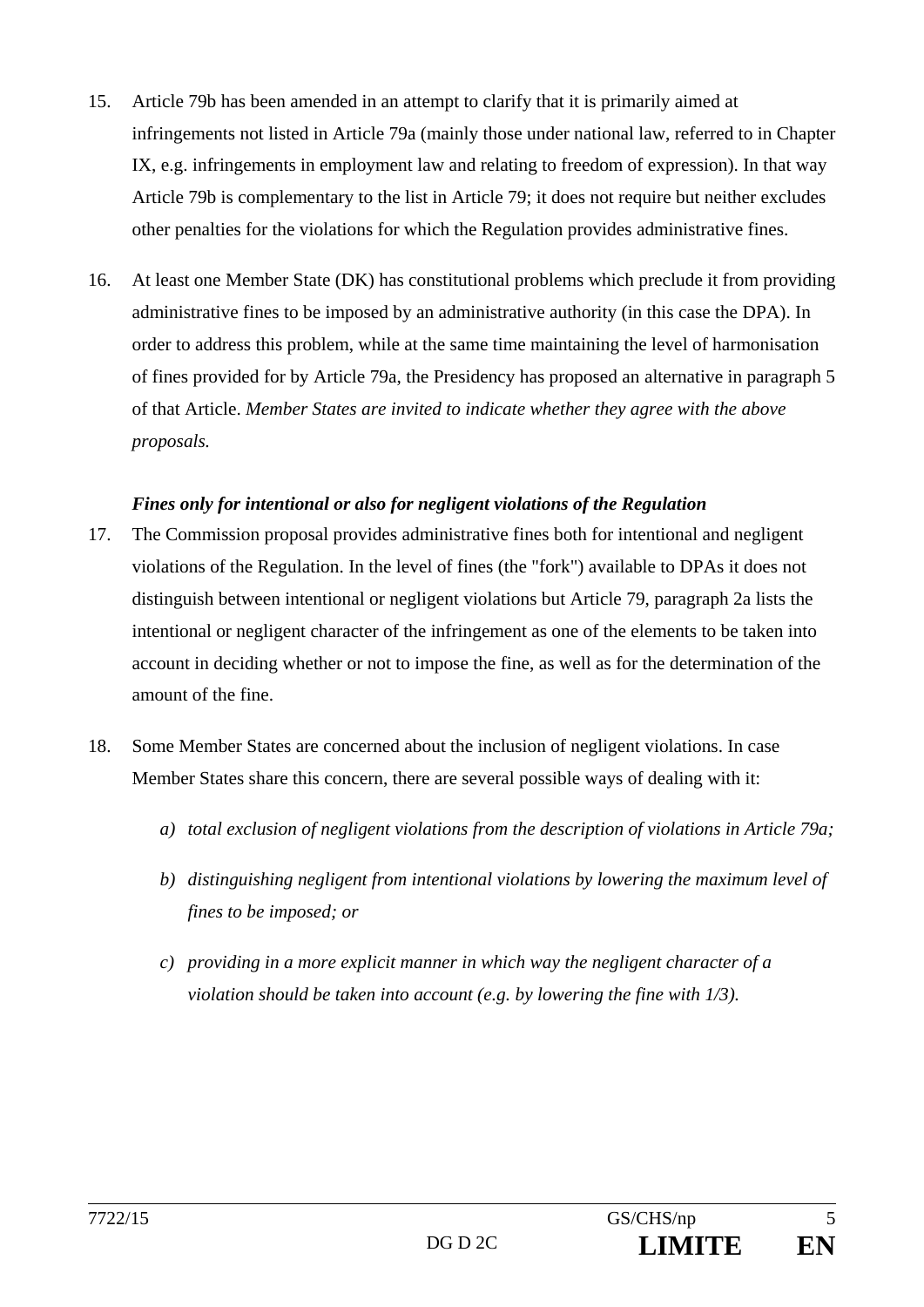15. Article 79b has been amended in an attempt to clarify that it is primarily aimed at infringements not listed in Article 79a (mainly those under national law, referred to in Chapter IX, e.g. infringements in employment law and relating to freedom of expression). In that way Article 79b is complementary to the list in Article 79; it does not require but neither excludes other penalties for the violations for which the Regulation provides administrative fines.

16. At least one Member State (DK) has constitutional problems which preclude it from providing administrative fines to be imposed by an administrative authority (in this case the DPA). In order to address this problem, while at the same time maintaining the level of harmonisation of fines provided for by Article 79a, the Presidency has proposed an alternative in paragraph 5 of that Article. *Member States are invited to indicate whether they agree with the above proposals.*

***Fines only for intentional or also for negligent violations of the Regulation***

17. The Commission proposal provides administrative fines both for intentional and negligent violations of the Regulation. In the level of fines (the "fork") available to DPAs it does not distinguish between intentional or negligent violations but Article 79, paragraph 2a lists the intentional or negligent character of the infringement as one of the elements to be taken into account in deciding whether or not to impose the fine, as well as for the determination of the amount of the fine.

18. Some Member States are concerned about the inclusion of negligent violations. In case Member States share this concern, there are several possible ways of dealing with it:

    *a) total exclusion of negligent violations from the description of violations in Article 79a;*

    *b) distinguishing negligent from intentional violations by lowering the maximum level of fines to be imposed; or*

    *c) providing in a more explicit manner in which way the negligent character of a violation should be taken into account (e.g. by lowering the fine with 1/3).*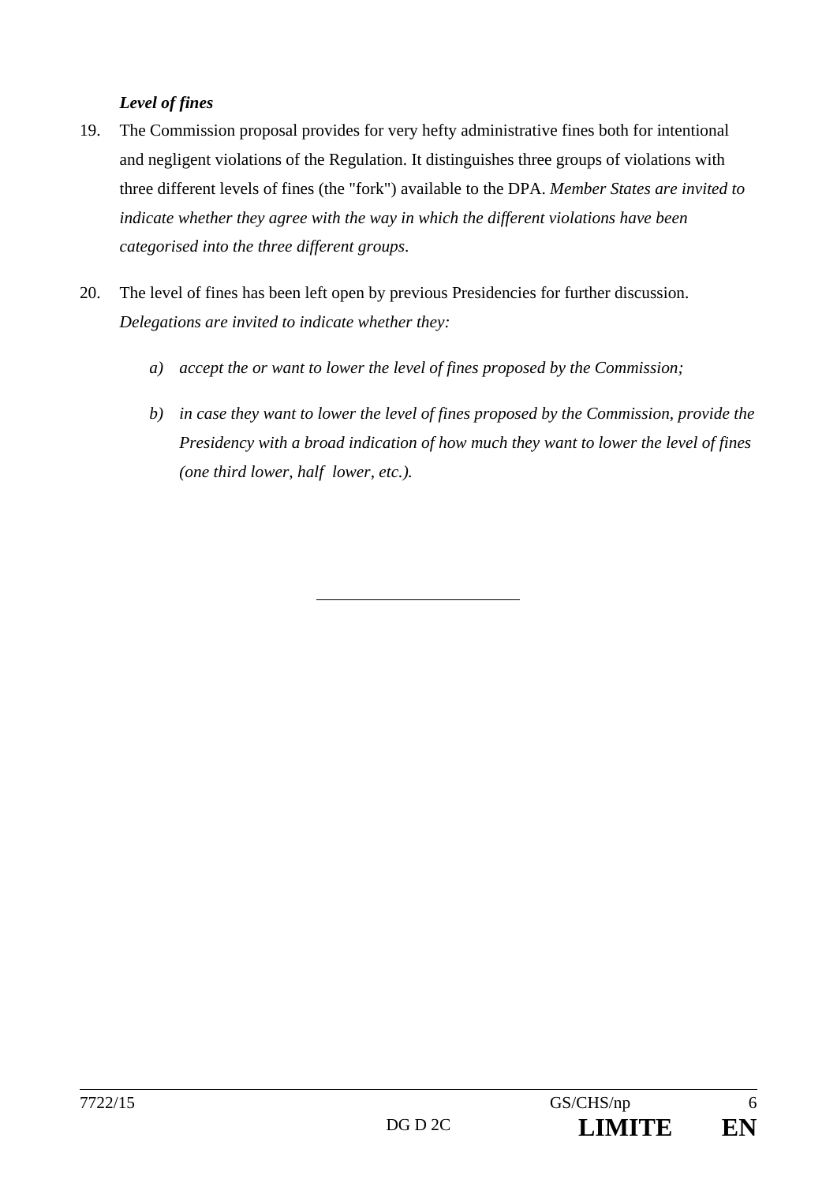***Level of fines***

19. The Commission proposal provides for very hefty administrative fines both for intentional and negligent violations of the Regulation. It distinguishes three groups of violations with three different levels of fines (the "fork") available to the DPA. *Member States are invited to indicate whether they agree with the way in which the different violations have been categorised into the three different groups*.

20. The level of fines has been left open by previous Presidencies for further discussion. *Delegations are invited to indicate whether they:*

    *a) accept the or want to lower the level of fines proposed by the Commission;*

    *b) in case they want to lower the level of fines proposed by the Commission, provide the Presidency with a broad indication of how much they want to lower the level of fines (one third lower, half lower, etc.).*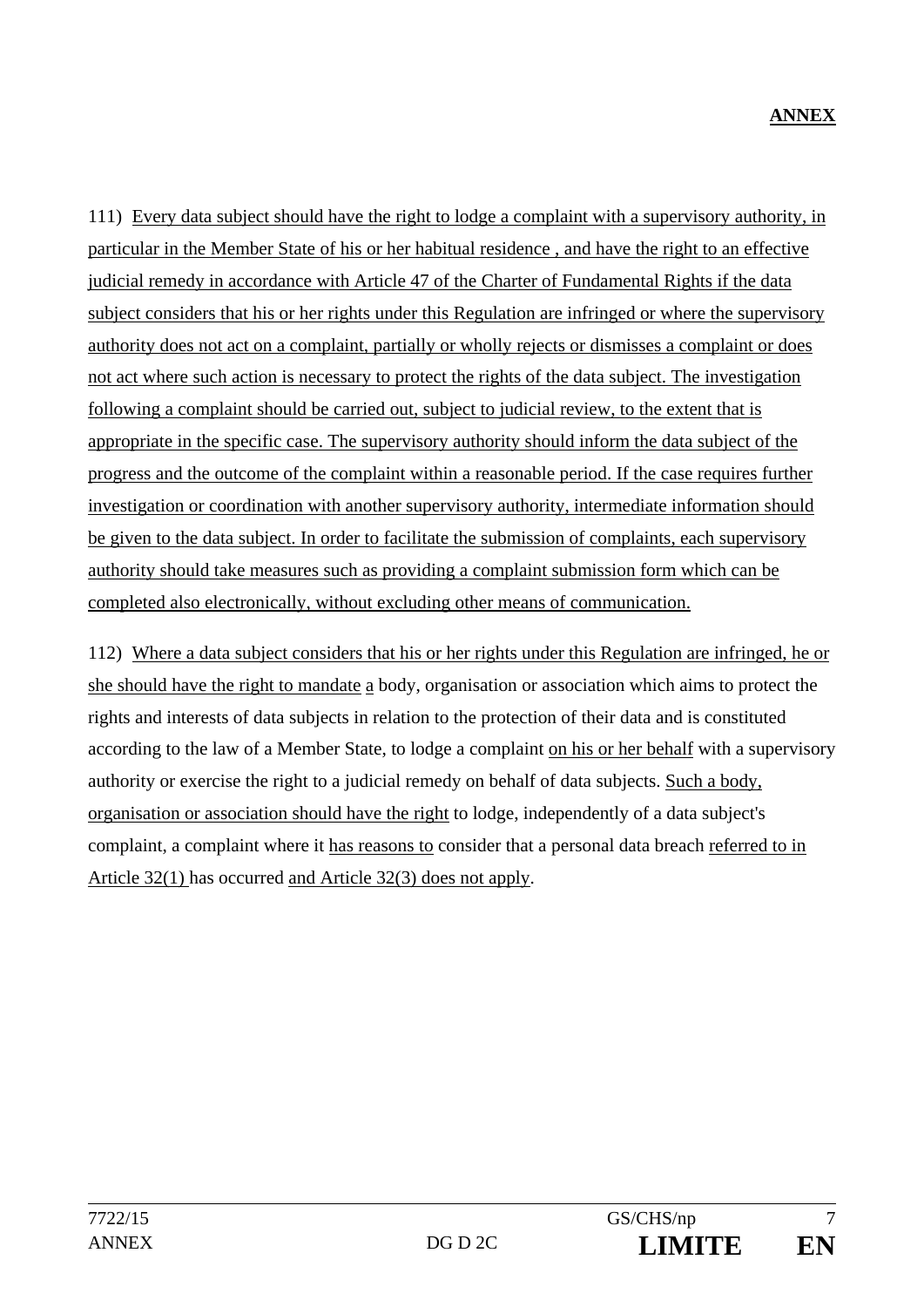**ANNEX**

111) Every data subject should have the right to lodge a complaint with a supervisory authority, in particular in the Member State of his or her habitual residence , and have the right to an effective judicial remedy in accordance with Article 47 of the Charter of Fundamental Rights if the data subject considers that his or her rights under this Regulation are infringed or where the supervisory authority does not act on a complaint, partially or wholly rejects or dismisses a complaint or does not act where such action is necessary to protect the rights of the data subject. The investigation following a complaint should be carried out, subject to judicial review, to the extent that is appropriate in the specific case. The supervisory authority should inform the data subject of the progress and the outcome of the complaint within a reasonable period. If the case requires further investigation or coordination with another supervisory authority, intermediate information should be given to the data subject. In order to facilitate the submission of complaints, each supervisory authority should take measures such as providing a complaint submission form which can be completed also electronically, without excluding other means of communication.

112) Where a data subject considers that his or her rights under this Regulation are infringed, he or she should have the right to mandate a body, organisation or association which aims to protect the rights and interests of data subjects in relation to the protection of their data and is constituted according to the law of a Member State, to lodge a complaint on his or her behalf with a supervisory authority or exercise the right to a judicial remedy on behalf of data subjects. Such a body, organisation or association should have the right to lodge, independently of a data subject's complaint, a complaint where it has reasons to consider that a personal data breach referred to in Article 32(1) has occurred and Article 32(3) does not apply.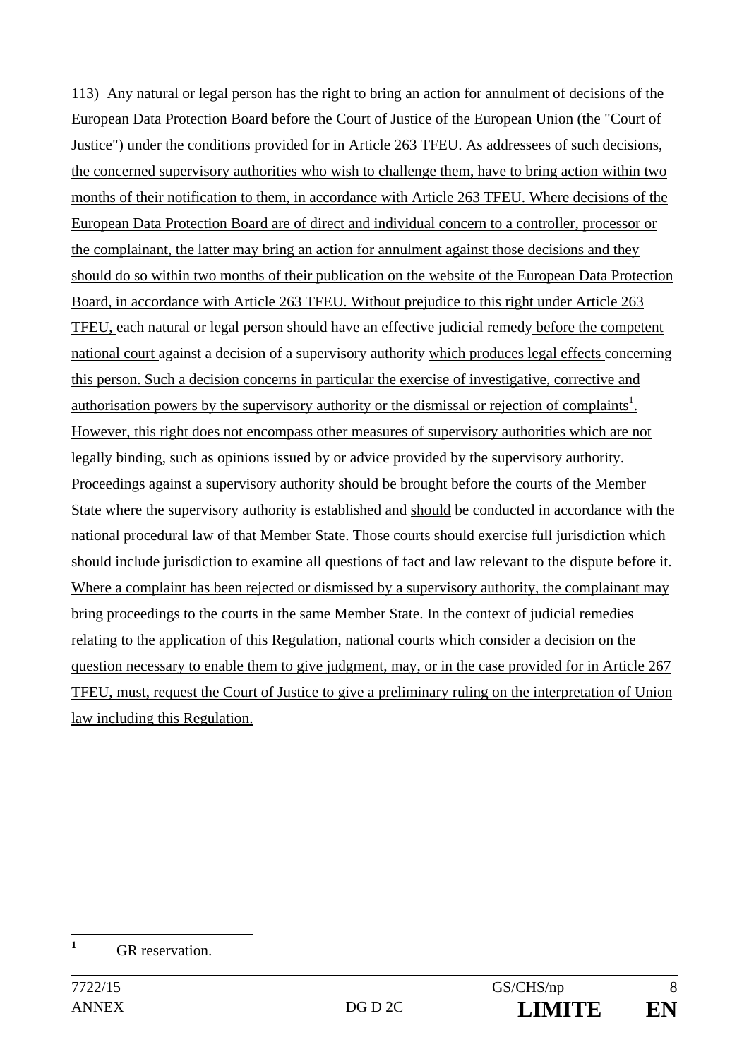113) Any natural or legal person has the right to bring an action for annulment of decisions of the European Data Protection Board before the Court of Justice of the European Union (the "Court of Justice") under the conditions provided for in Article 263 TFEU. As addressees of such decisions, the concerned supervisory authorities who wish to challenge them, have to bring action within two months of their notification to them, in accordance with Article 263 TFEU. Where decisions of the European Data Protection Board are of direct and individual concern to a controller, processor or the complainant, the latter may bring an action for annulment against those decisions and they should do so within two months of their publication on the website of the European Data Protection Board, in accordance with Article 263 TFEU. Without prejudice to this right under Article 263 TFEU, each natural or legal person should have an effective judicial remedy before the competent national court against a decision of a supervisory authority which produces legal effects concerning this person. Such a decision concerns in particular the exercise of investigative, corrective and authorisation powers by the supervisory authority or the dismissal or rejection of complaints[1]. However, this right does not encompass other measures of supervisory authorities which are not legally binding, such as opinions issued by or advice provided by the supervisory authority. Proceedings against a supervisory authority should be brought before the courts of the Member State where the supervisory authority is established and should be conducted in accordance with the national procedural law of that Member State. Those courts should exercise full jurisdiction which should include jurisdiction to examine all questions of fact and law relevant to the dispute before it. Where a complaint has been rejected or dismissed by a supervisory authority, the complainant may bring proceedings to the courts in the same Member State. In the context of judicial remedies relating to the application of this Regulation, national courts which consider a decision on the question necessary to enable them to give judgment, may, or in the case provided for in Article 267 TFEU, must, request the Court of Justice to give a preliminary ruling on the interpretation of Union law including this Regulation.

[1] GR reservation.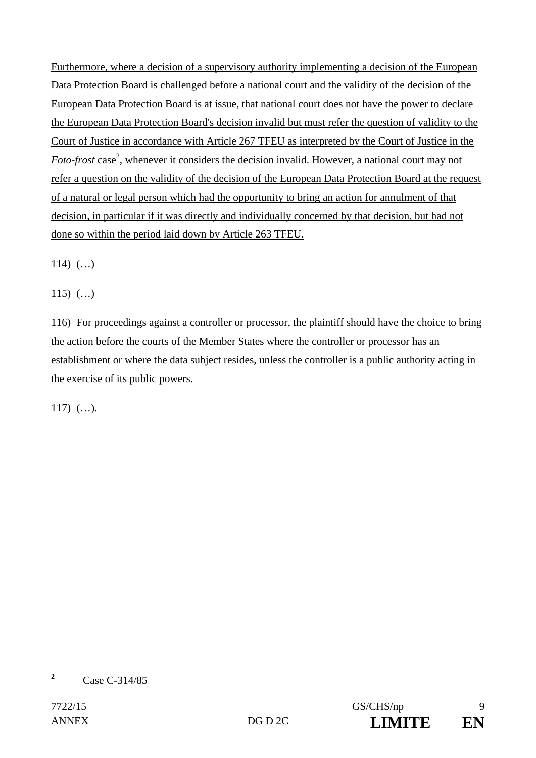Furthermore, where a decision of a supervisory authority implementing a decision of the European Data Protection Board is challenged before a national court and the validity of the decision of the European Data Protection Board is at issue, that national court does not have the power to declare the European Data Protection Board's decision invalid but must refer the question of validity to the Court of Justice in accordance with Article 267 TFEU as interpreted by the Court of Justice in the *Foto-frost* case[2], whenever it considers the decision invalid. However, a national court may not refer a question on the validity of the decision of the European Data Protection Board at the request of a natural or legal person which had the opportunity to bring an action for annulment of that decision, in particular if it was directly and individually concerned by that decision, but had not done so within the period laid down by Article 263 TFEU.

114) (…)

115) (…)

116) For proceedings against a controller or processor, the plaintiff should have the choice to bring the action before the courts of the Member States where the controller or processor has an establishment or where the data subject resides, unless the controller is a public authority acting in the exercise of its public powers.

117) (…).

---

[2] Case C-314/85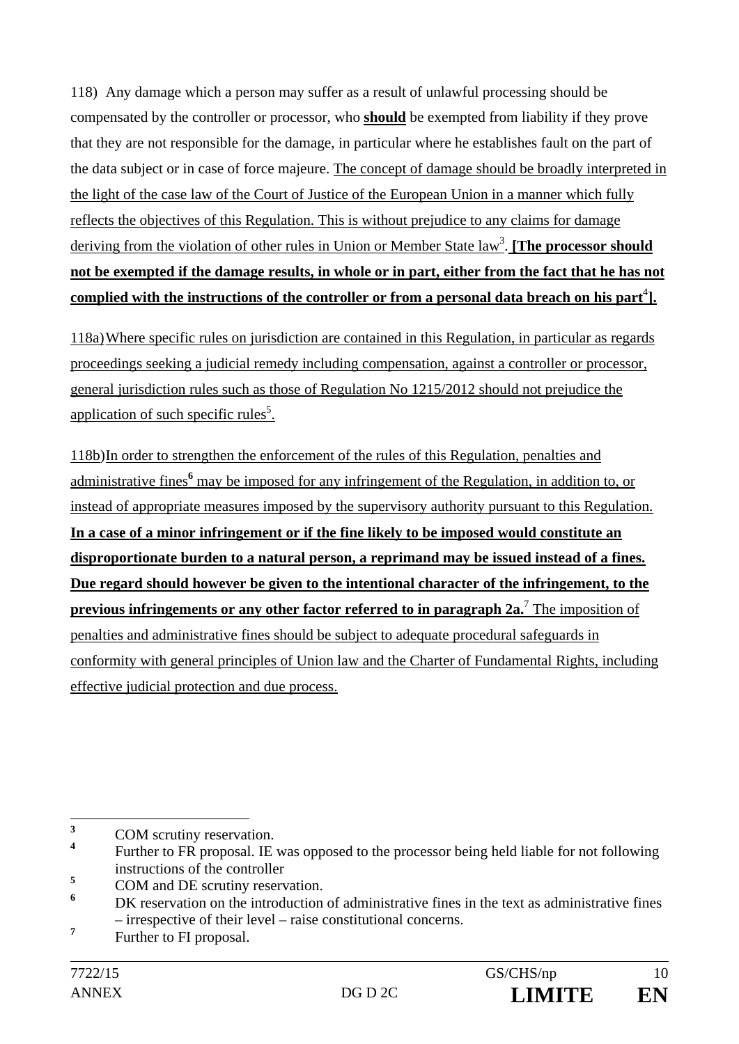118) Any damage which a person may suffer as a result of unlawful processing should be compensated by the controller or processor, who **should** be exempted from liability if they prove that they are not responsible for the damage, in particular where he establishes fault on the part of the data subject or in case of force majeure. The concept of damage should be broadly interpreted in the light of the case law of the Court of Justice of the European Union in a manner which fully reflects the objectives of this Regulation. This is without prejudice to any claims for damage deriving from the violation of other rules in Union or Member State law[3]. **[The processor should not be exempted if the damage results, in whole or in part, either from the fact that he has not complied with the instructions of the controller or from a personal data breach on his part[4]].**

118a) Where specific rules on jurisdiction are contained in this Regulation, in particular as regards proceedings seeking a judicial remedy including compensation, against a controller or processor, general jurisdiction rules such as those of Regulation No 1215/2012 should not prejudice the application of such specific rules[5].

118b) In order to strengthen the enforcement of the rules of this Regulation, penalties and administrative fines[6] may be imposed for any infringement of the Regulation, in addition to, or instead of appropriate measures imposed by the supervisory authority pursuant to this Regulation. **In a case of a minor infringement or if the fine likely to be imposed would constitute an disproportionate burden to a natural person, a reprimand may be issued instead of a fines. Due regard should however be given to the intentional character of the infringement, to the previous infringements or any other factor referred to in paragraph 2a.**[7] The imposition of penalties and administrative fines should be subject to adequate procedural safeguards in conformity with general principles of Union law and the Charter of Fundamental Rights, including effective judicial protection and due process.

---

[3] COM scrutiny reservation.

[4] Further to FR proposal. IE was opposed to the processor being held liable for not following instructions of the controller

[5] COM and DE scrutiny reservation.

[6] DK reservation on the introduction of administrative fines in the text as administrative fines – irrespective of their level – raise constitutional concerns.

[7] Further to FI proposal.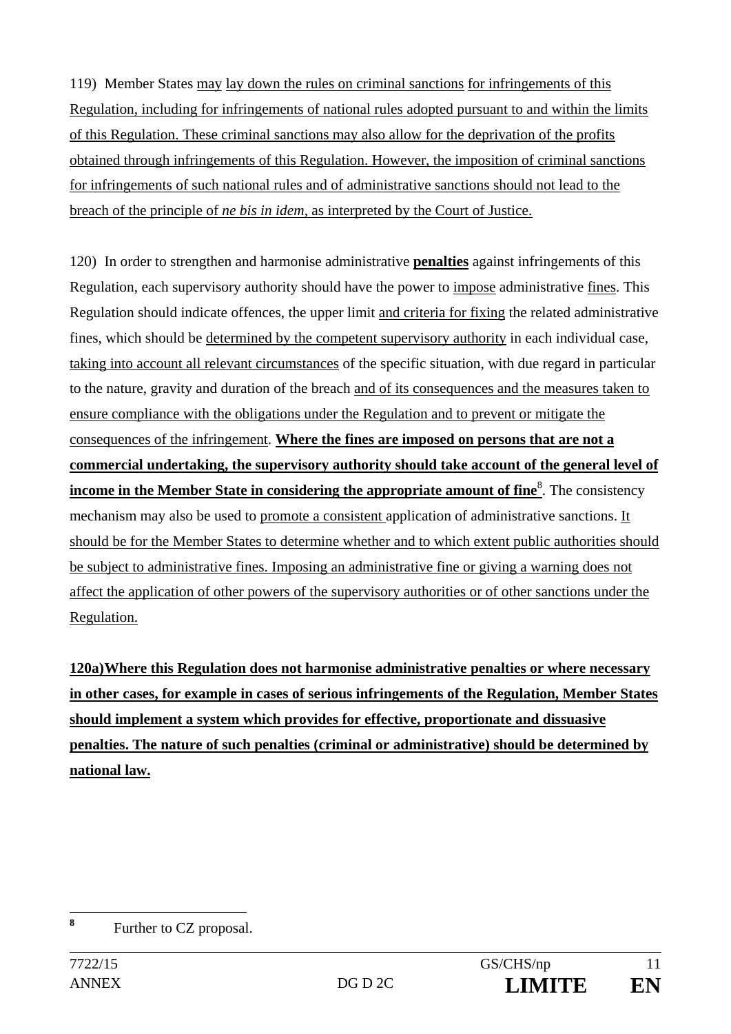119) Member States may lay down the rules on criminal sanctions for infringements of this Regulation, including for infringements of national rules adopted pursuant to and within the limits of this Regulation. These criminal sanctions may also allow for the deprivation of the profits obtained through infringements of this Regulation. However, the imposition of criminal sanctions for infringements of such national rules and of administrative sanctions should not lead to the breach of the principle of *ne bis in idem*, as interpreted by the Court of Justice.

120) In order to strengthen and harmonise administrative **penalties** against infringements of this Regulation, each supervisory authority should have the power to impose administrative fines. This Regulation should indicate offences, the upper limit and criteria for fixing the related administrative fines, which should be determined by the competent supervisory authority in each individual case, taking into account all relevant circumstances of the specific situation, with due regard in particular to the nature, gravity and duration of the breach and of its consequences and the measures taken to ensure compliance with the obligations under the Regulation and to prevent or mitigate the consequences of the infringement. **Where the fines are imposed on persons that are not a commercial undertaking, the supervisory authority should take account of the general level of income in the Member State in considering the appropriate amount of fine**[8]. The consistency mechanism may also be used to promote a consistent application of administrative sanctions. It should be for the Member States to determine whether and to which extent public authorities should be subject to administrative fines. Imposing an administrative fine or giving a warning does not affect the application of other powers of the supervisory authorities or of other sanctions under the Regulation.

**120a)Where this Regulation does not harmonise administrative penalties or where necessary in other cases, for example in cases of serious infringements of the Regulation, Member States should implement a system which provides for effective, proportionate and dissuasive penalties. The nature of such penalties (criminal or administrative) should be determined by national law.**

---

[8] Further to CZ proposal.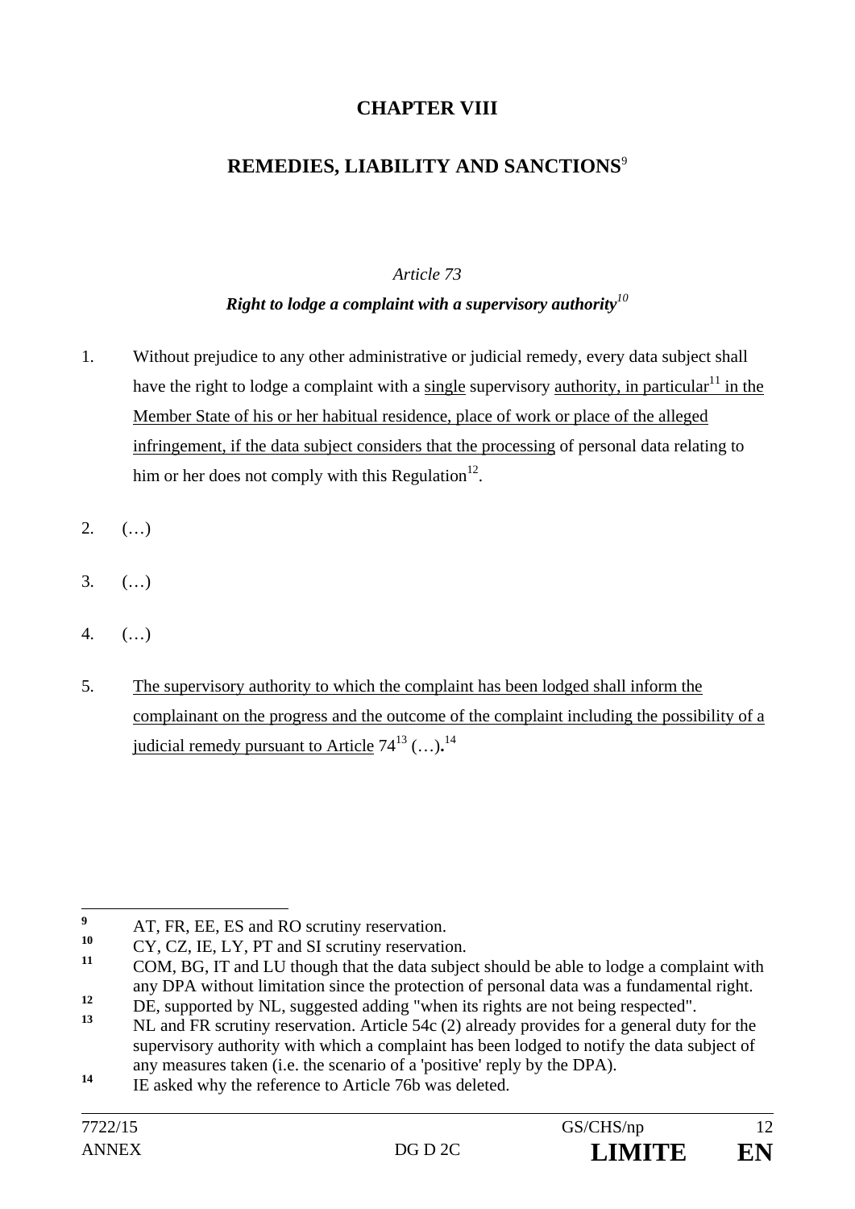# CHAPTER VIII

## REMEDIES, LIABILITY AND SANCTIONS[9]

*Article 73*

***Right to lodge a complaint with a supervisory authority***[10]

1. Without prejudice to any other administrative or judicial remedy, every data subject shall have the right to lodge a complaint with a single supervisory authority, in particular[11] in the Member State of his or her habitual residence, place of work or place of the alleged infringement, if the data subject considers that the processing of personal data relating to him or her does not comply with this Regulation[12].

2. (…)

3. (…)

4. (…)

5. The supervisory authority to which the complaint has been lodged shall inform the complainant on the progress and the outcome of the complaint including the possibility of a judicial remedy pursuant to Article 74[13] (…).[14]

---

[9] AT, FR, EE, ES and RO scrutiny reservation.

[10] CY, CZ, IE, LY, PT and SI scrutiny reservation.

[11] COM, BG, IT and LU though that the data subject should be able to lodge a complaint with any DPA without limitation since the protection of personal data was a fundamental right.

[12] DE, supported by NL, suggested adding "when its rights are not being respected".

[13] NL and FR scrutiny reservation. Article 54c (2) already provides for a general duty for the supervisory authority with which a complaint has been lodged to notify the data subject of any measures taken (i.e. the scenario of a 'positive' reply by the DPA).

[14] IE asked why the reference to Article 76b was deleted.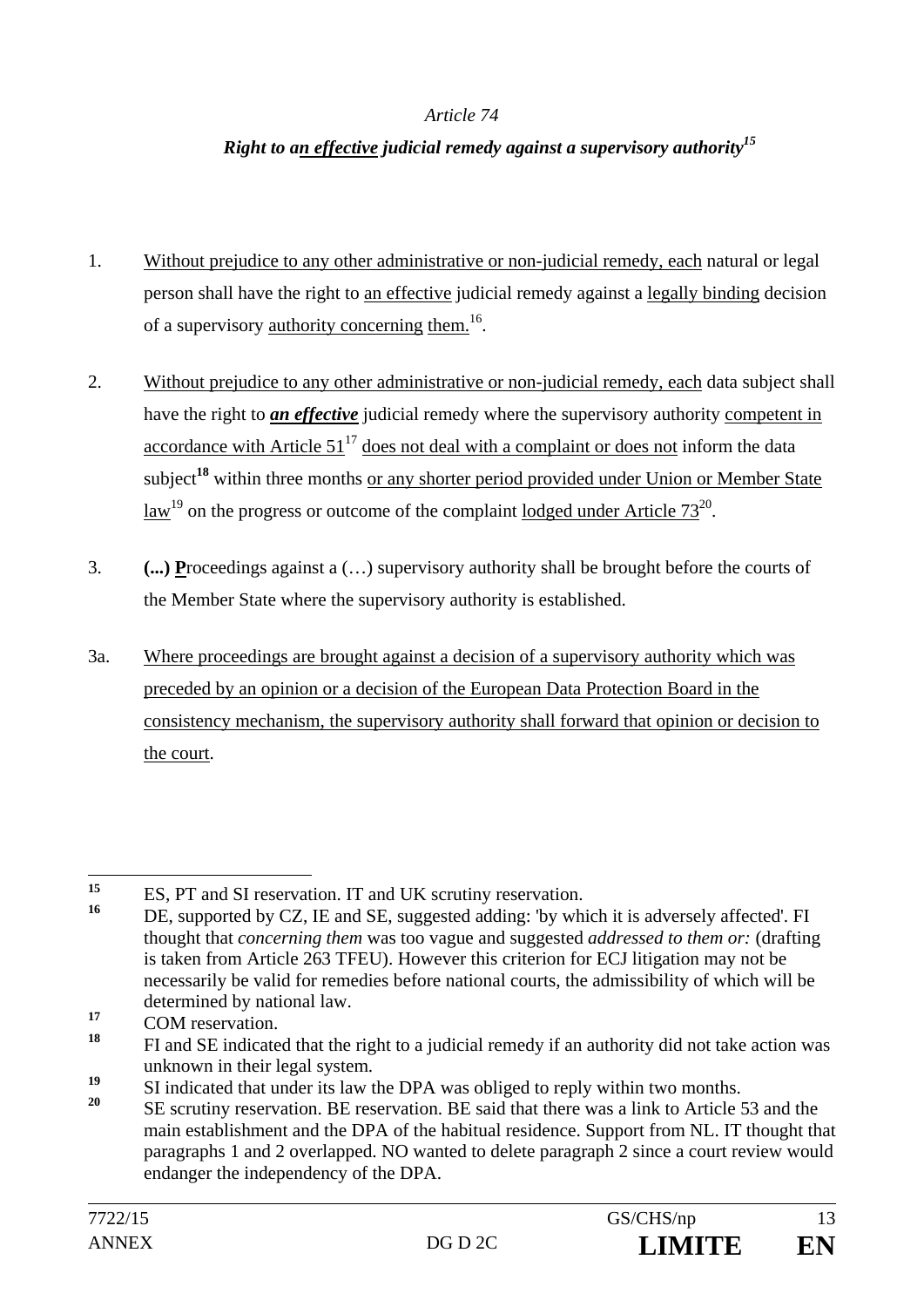*Article 74*

***Right to an effective judicial remedy against a supervisory authority***[15]

1. Without prejudice to any other administrative or non-judicial remedy, each natural or legal person shall have the right to an effective judicial remedy against a legally binding decision of a supervisory authority concerning them.[16].

2. Without prejudice to any other administrative or non-judicial remedy, each data subject shall have the right to ***an effective*** judicial remedy where the supervisory authority competent in accordance with Article 51[17] does not deal with a complaint or does not inform the data subject[18] within three months or any shorter period provided under Union or Member State law[19] on the progress or outcome of the complaint lodged under Article 73[20].

3. **(...) P**roceedings against a (…) supervisory authority shall be brought before the courts of the Member State where the supervisory authority is established.

3a. Where proceedings are brought against a decision of a supervisory authority which was preceded by an opinion or a decision of the European Data Protection Board in the consistency mechanism, the supervisory authority shall forward that opinion or decision to the court.

---

[15] ES, PT and SI reservation. IT and UK scrutiny reservation.

[16] DE, supported by CZ, IE and SE, suggested adding: 'by which it is adversely affected'. FI thought that *concerning them* was too vague and suggested *addressed to them or:* (drafting is taken from Article 263 TFEU). However this criterion for ECJ litigation may not be necessarily be valid for remedies before national courts, the admissibility of which will be determined by national law.

[17] COM reservation.

[18] FI and SE indicated that the right to a judicial remedy if an authority did not take action was unknown in their legal system.

[19] SI indicated that under its law the DPA was obliged to reply within two months.

[20] SE scrutiny reservation. BE reservation. BE said that there was a link to Article 53 and the main establishment and the DPA of the habitual residence. Support from NL. IT thought that paragraphs 1 and 2 overlapped. NO wanted to delete paragraph 2 since a court review would endanger the independency of the DPA.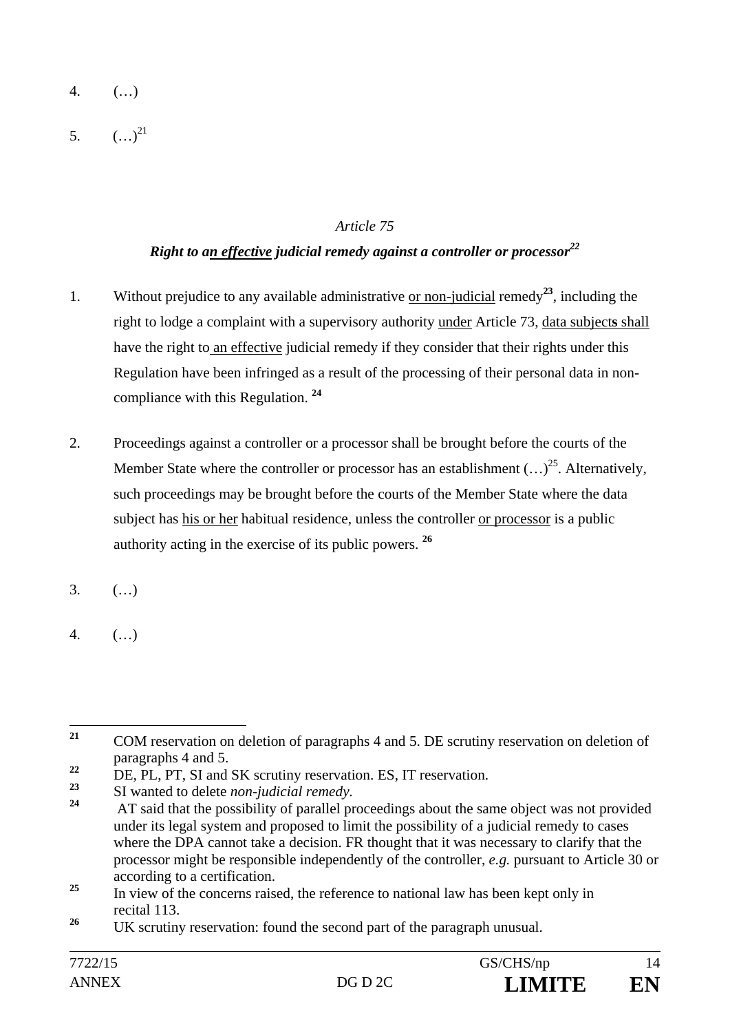4. (…)

5. (…)[21]

*Article 75*

***Right to an effective judicial remedy against a controller or processor***[22]

1. Without prejudice to any available administrative or non-judicial remedy[23], including the right to lodge a complaint with a supervisory authority under Article 73, data subjects shall have the right to an effective judicial remedy if they consider that their rights under this Regulation have been infringed as a result of the processing of their personal data in non-compliance with this Regulation. [24]

2. Proceedings against a controller or a processor shall be brought before the courts of the Member State where the controller or processor has an establishment (…)[25]. Alternatively, such proceedings may be brought before the courts of the Member State where the data subject has his or her habitual residence, unless the controller or processor is a public authority acting in the exercise of its public powers. [26]

3. (…)

4. (…)

---

[21] COM reservation on deletion of paragraphs 4 and 5. DE scrutiny reservation on deletion of paragraphs 4 and 5.

[22] DE, PL, PT, SI and SK scrutiny reservation. ES, IT reservation.

[23] SI wanted to delete *non-judicial remedy.*

[24] AT said that the possibility of parallel proceedings about the same object was not provided under its legal system and proposed to limit the possibility of a judicial remedy to cases where the DPA cannot take a decision. FR thought that it was necessary to clarify that the processor might be responsible independently of the controller, *e.g.* pursuant to Article 30 or according to a certification.

[25] In view of the concerns raised, the reference to national law has been kept only in recital 113.

[26] UK scrutiny reservation: found the second part of the paragraph unusual.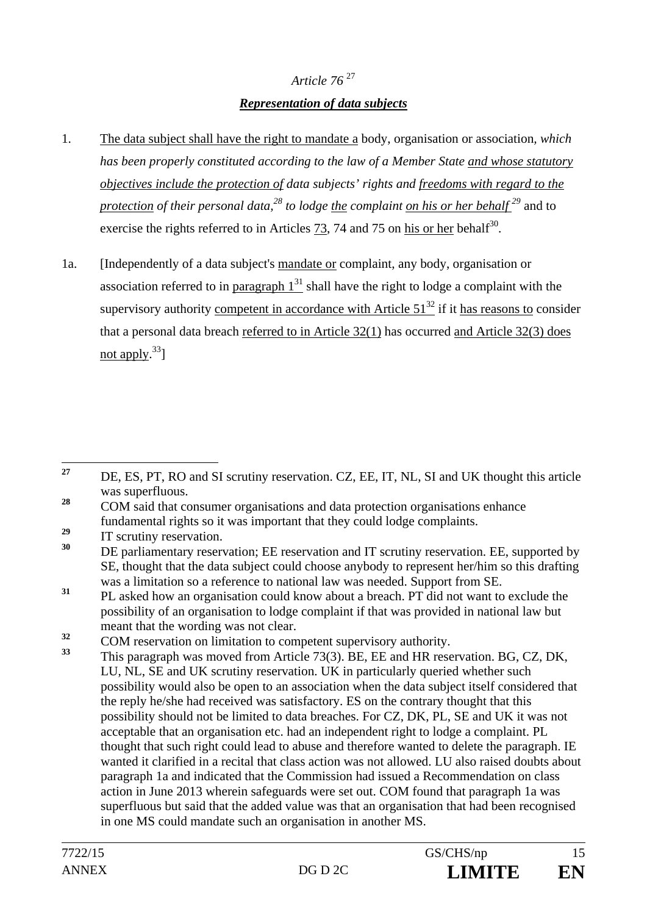*Article 76* [27]

***Representation of data subjects***

1. The data subject shall have the right to mandate a body, organisation or association, *which has been properly constituted according to the law of a Member State and whose statutory objectives include the protection of data subjects' rights and freedoms with regard to the protection of their personal data,*[28] *to lodge the complaint on his or her behalf* [29] and to exercise the rights referred to in Articles 73, 74 and 75 on his or her behalf[30].

1a. [Independently of a data subject's mandate or complaint, any body, organisation or association referred to in paragraph 1[31] shall have the right to lodge a complaint with the supervisory authority competent in accordance with Article 51[32] if it has reasons to consider that a personal data breach referred to in Article 32(1) has occurred and Article 32(3) does not apply.[33]]

---

27 DE, ES, PT, RO and SI scrutiny reservation. CZ, EE, IT, NL, SI and UK thought this article was superfluous.

28 COM said that consumer organisations and data protection organisations enhance fundamental rights so it was important that they could lodge complaints.

29 IT scrutiny reservation.

30 DE parliamentary reservation; EE reservation and IT scrutiny reservation. EE, supported by SE, thought that the data subject could choose anybody to represent her/him so this drafting was a limitation so a reference to national law was needed. Support from SE.

31 PL asked how an organisation could know about a breach. PT did not want to exclude the possibility of an organisation to lodge complaint if that was provided in national law but meant that the wording was not clear.

32 COM reservation on limitation to competent supervisory authority.

33 This paragraph was moved from Article 73(3). BE, EE and HR reservation. BG, CZ, DK, LU, NL, SE and UK scrutiny reservation. UK in particularly queried whether such possibility would also be open to an association when the data subject itself considered that the reply he/she had received was satisfactory. ES on the contrary thought that this possibility should not be limited to data breaches. For CZ, DK, PL, SE and UK it was not acceptable that an organisation etc. had an independent right to lodge a complaint. PL thought that such right could lead to abuse and therefore wanted to delete the paragraph. IE wanted it clarified in a recital that class action was not allowed. LU also raised doubts about paragraph 1a and indicated that the Commission had issued a Recommendation on class action in June 2013 wherein safeguards were set out. COM found that paragraph 1a was superfluous but said that the added value was that an organisation that had been recognised in one MS could mandate such an organisation in another MS.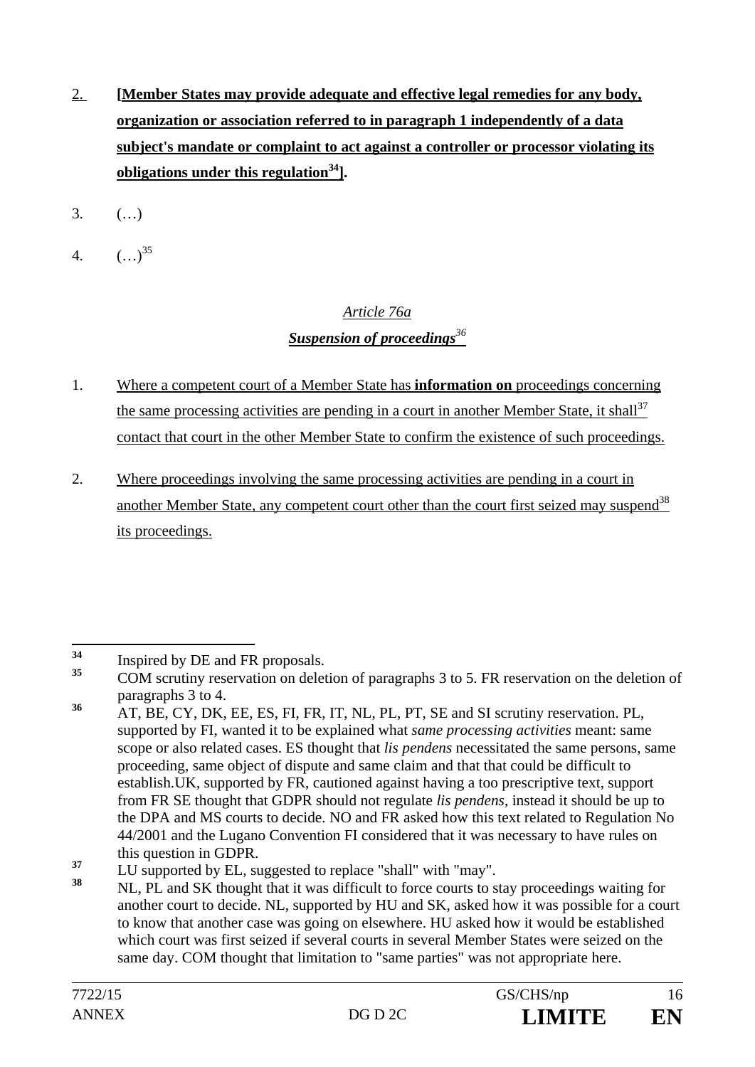2. **[Member States may provide adequate and effective legal remedies for any body, organization or association referred to in paragraph 1 independently of a data subject's mandate or complaint to act against a controller or processor violating its obligations under this regulation[34]].**

3. (…)

4. (…)[35]

*Article 76a*

***Suspension of proceedings***[36]

1. Where a competent court of a Member State has **information on** proceedings concerning the same processing activities are pending in a court in another Member State, it shall[37] contact that court in the other Member State to confirm the existence of such proceedings.

2. Where proceedings involving the same processing activities are pending in a court in another Member State, any competent court other than the court first seized may suspend[38] its proceedings.

---

[34] Inspired by DE and FR proposals.

[35] COM scrutiny reservation on deletion of paragraphs 3 to 5. FR reservation on the deletion of paragraphs 3 to 4.

[36] AT, BE, CY, DK, EE, ES, FI, FR, IT, NL, PL, PT, SE and SI scrutiny reservation. PL, supported by FI, wanted it to be explained what *same processing activities* meant: same scope or also related cases. ES thought that *lis pendens* necessitated the same persons, same proceeding, same object of dispute and same claim and that that could be difficult to establish.UK, supported by FR, cautioned against having a too prescriptive text, support from FR SE thought that GDPR should not regulate *lis pendens*, instead it should be up to the DPA and MS courts to decide. NO and FR asked how this text related to Regulation No 44/2001 and the Lugano Convention FI considered that it was necessary to have rules on this question in GDPR.

[37] LU supported by EL, suggested to replace "shall" with "may".

[38] NL, PL and SK thought that it was difficult to force courts to stay proceedings waiting for another court to decide. NL, supported by HU and SK, asked how it was possible for a court to know that another case was going on elsewhere. HU asked how it would be established which court was first seized if several courts in several Member States were seized on the same day. COM thought that limitation to "same parties" was not appropriate here.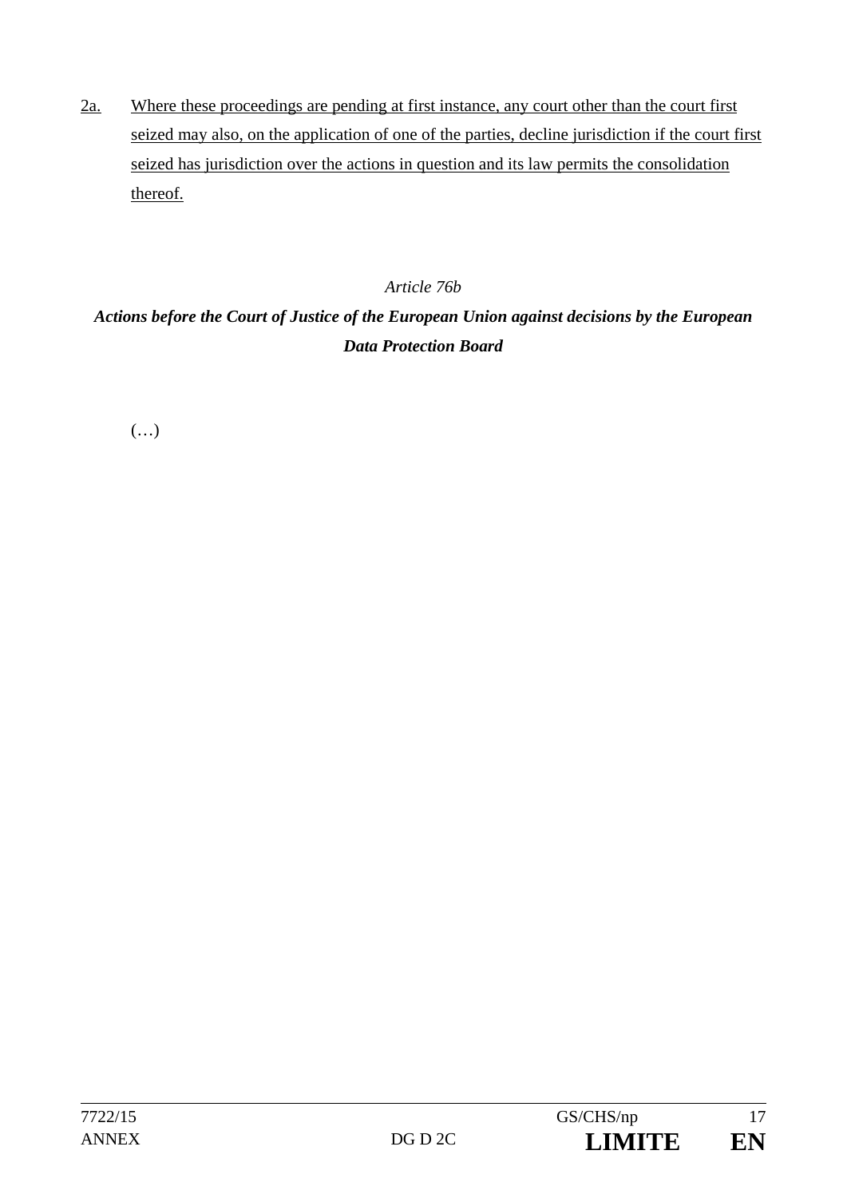<u>2a.</u> <u>Where these proceedings are pending at first instance, any court other than the court first seized may also, on the application of one of the parties, decline jurisdiction if the court first seized has jurisdiction over the actions in question and its law permits the consolidation thereof.</u>

*Article 76b*

***Actions before the Court of Justice of the European Union against decisions by the European Data Protection Board***

(…)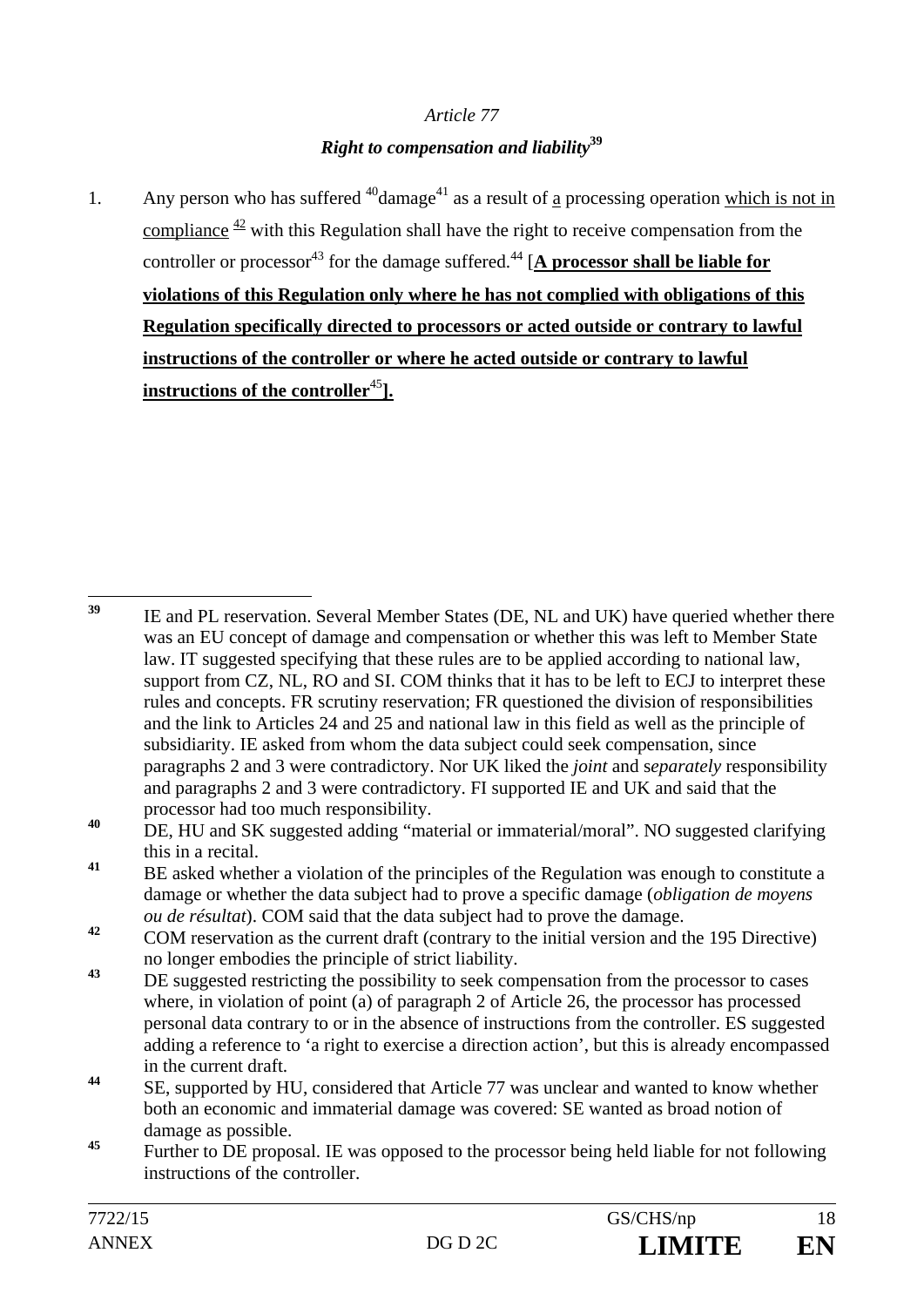*Article 77*

***Right to compensation and liability*[39]**

1. Any person who has suffered [40]damage[41] as a result of <u>a</u> processing operation <u>which is not in compliance</u> [42] with this Regulation shall have the right to receive compensation from the controller or processor[43] for the damage suffered.[44] [<u>**A processor shall be liable for violations of this Regulation only where he has not complied with obligations of this Regulation specifically directed to processors or acted outside or contrary to lawful instructions of the controller or where he acted outside or contrary to lawful instructions of the controller**</u>[45]<u>**].**</u>

---

[39] IE and PL reservation. Several Member States (DE, NL and UK) have queried whether there was an EU concept of damage and compensation or whether this was left to Member State law. IT suggested specifying that these rules are to be applied according to national law, support from CZ, NL, RO and SI. COM thinks that it has to be left to ECJ to interpret these rules and concepts. FR scrutiny reservation; FR questioned the division of responsibilities and the link to Articles 24 and 25 and national law in this field as well as the principle of subsidiarity. IE asked from whom the data subject could seek compensation, since paragraphs 2 and 3 were contradictory. Nor UK liked the *joint* and s*eparately* responsibility and paragraphs 2 and 3 were contradictory. FI supported IE and UK and said that the processor had too much responsibility.

[40] DE, HU and SK suggested adding "material or immaterial/moral". NO suggested clarifying this in a recital.

[41] BE asked whether a violation of the principles of the Regulation was enough to constitute a damage or whether the data subject had to prove a specific damage (*obligation de moyens ou de résultat*). COM said that the data subject had to prove the damage.

[42] COM reservation as the current draft (contrary to the initial version and the 195 Directive) no longer embodies the principle of strict liability.

[43] DE suggested restricting the possibility to seek compensation from the processor to cases where, in violation of point (a) of paragraph 2 of Article 26, the processor has processed personal data contrary to or in the absence of instructions from the controller. ES suggested adding a reference to 'a right to exercise a direction action', but this is already encompassed in the current draft.

[44] SE, supported by HU, considered that Article 77 was unclear and wanted to know whether both an economic and immaterial damage was covered: SE wanted as broad notion of damage as possible.

[45] Further to DE proposal. IE was opposed to the processor being held liable for not following instructions of the controller.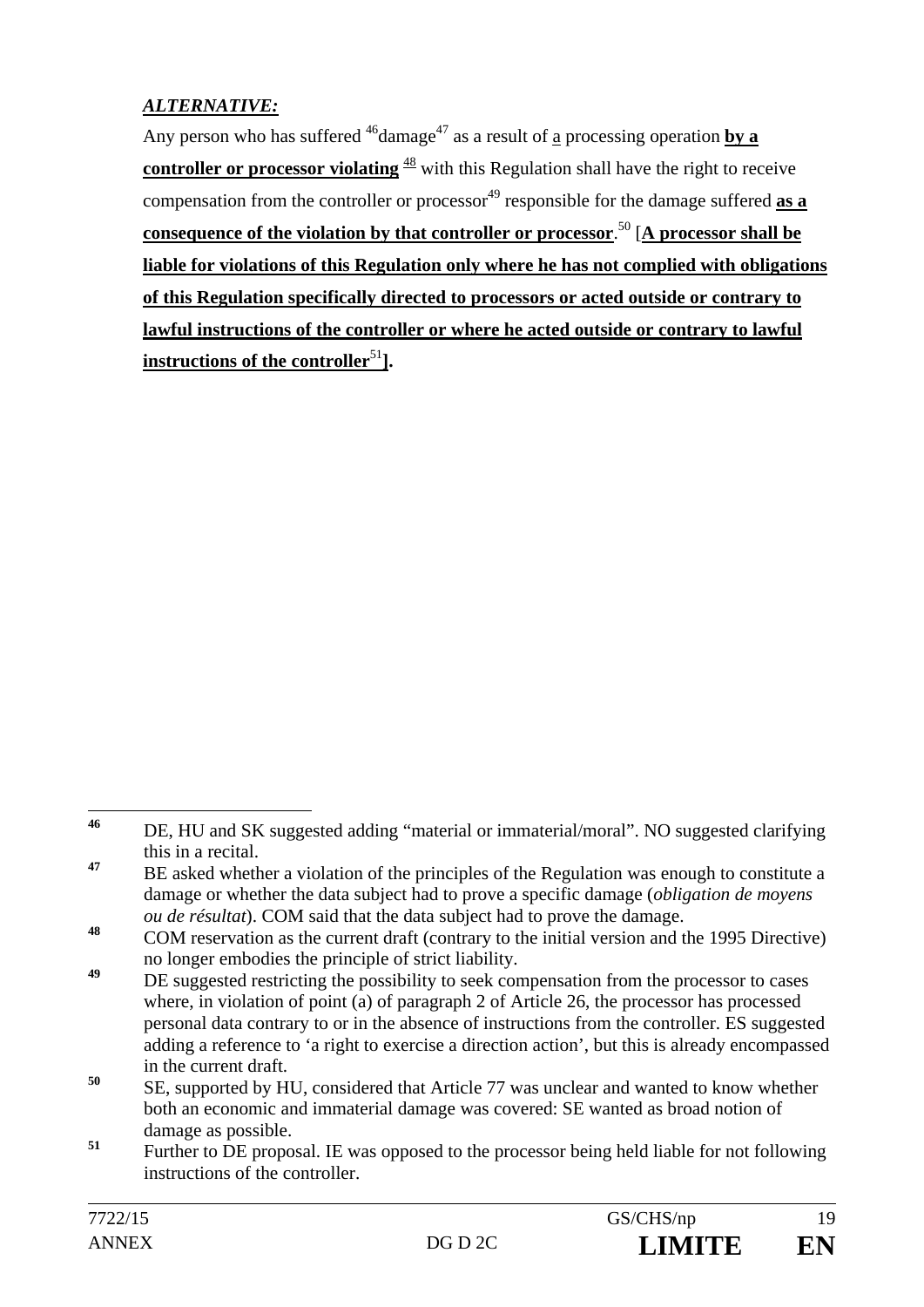***ALTERNATIVE:***

Any person who has suffered [46]damage[47] as a result of a processing operation **by a controller or processor violating** [48] with this Regulation shall have the right to receive compensation from the controller or processor[49] responsible for the damage suffered **as a consequence of the violation by that controller or processor**.[50] [**A processor shall be liable for violations of this Regulation only where he has not complied with obligations of this Regulation specifically directed to processors or acted outside or contrary to lawful instructions of the controller or where he acted outside or contrary to lawful instructions of the controller**[51]**].**

---

[46] DE, HU and SK suggested adding "material or immaterial/moral". NO suggested clarifying this in a recital.

[47] BE asked whether a violation of the principles of the Regulation was enough to constitute a damage or whether the data subject had to prove a specific damage (*obligation de moyens ou de résultat*). COM said that the data subject had to prove the damage.

[48] COM reservation as the current draft (contrary to the initial version and the 1995 Directive) no longer embodies the principle of strict liability.

[49] DE suggested restricting the possibility to seek compensation from the processor to cases where, in violation of point (a) of paragraph 2 of Article 26, the processor has processed personal data contrary to or in the absence of instructions from the controller. ES suggested adding a reference to 'a right to exercise a direction action', but this is already encompassed in the current draft.

[50] SE, supported by HU, considered that Article 77 was unclear and wanted to know whether both an economic and immaterial damage was covered: SE wanted as broad notion of damage as possible.

[51] Further to DE proposal. IE was opposed to the processor being held liable for not following instructions of the controller.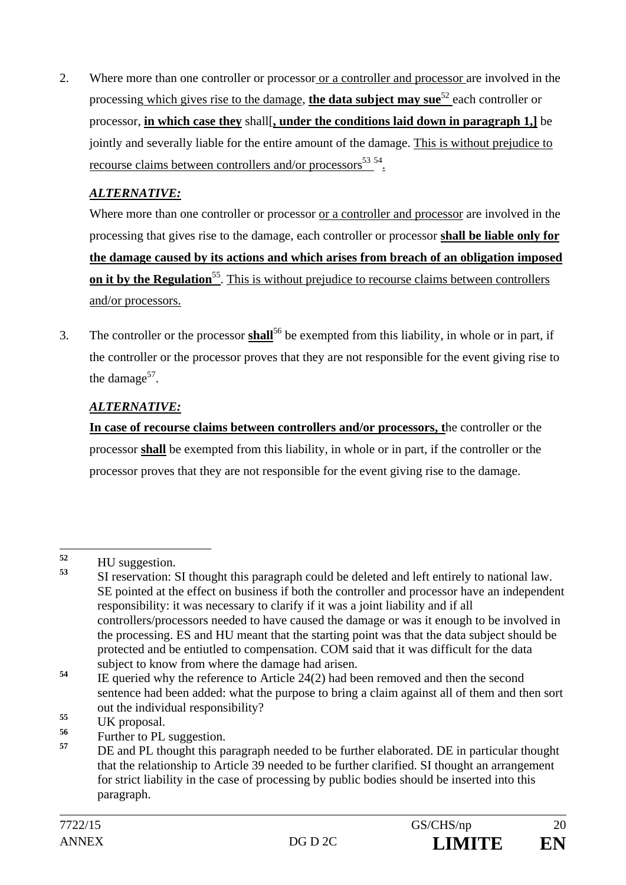2. Where more than one controller or processor or a controller and processor are involved in the processing which gives rise to the damage, **the data subject may sue**[52] each controller or processor, **in which case they** shall[**, under the conditions laid down in paragraph 1,]** be jointly and severally liable for the entire amount of the damage. This is without prejudice to recourse claims between controllers and/or processors[53] [54].

   ***ALTERNATIVE:***

   Where more than one controller or processor or a controller and processor are involved in the processing that gives rise to the damage, each controller or processor **shall be liable only for the damage caused by its actions and which arises from breach of an obligation imposed on it by the Regulation**[55]. This is without prejudice to recourse claims between controllers and/or processors.

3. The controller or the processor **shall**[56] be exempted from this liability, in whole or in part, if the controller or the processor proves that they are not responsible for the event giving rise to the damage[57].

   ***ALTERNATIVE:***

   **In case of recourse claims between controllers and/or processors, t**he controller or the processor **shall** be exempted from this liability, in whole or in part, if the controller or the processor proves that they are not responsible for the event giving rise to the damage.

---

[52] HU suggestion.

[53] SI reservation: SI thought this paragraph could be deleted and left entirely to national law. SE pointed at the effect on business if both the controller and processor have an independent responsibility: it was necessary to clarify if it was a joint liability and if all controllers/processors needed to have caused the damage or was it enough to be involved in the processing. ES and HU meant that the starting point was that the data subject should be protected and be entiutled to compensation. COM said that it was difficult for the data subject to know from where the damage had arisen.

[54] IE queried why the reference to Article 24(2) had been removed and then the second sentence had been added: what the purpose to bring a claim against all of them and then sort out the individual responsibility?

[55] UK proposal.

[56] Further to PL suggestion.

[57] DE and PL thought this paragraph needed to be further elaborated. DE in particular thought that the relationship to Article 39 needed to be further clarified. SI thought an arrangement for strict liability in the case of processing by public bodies should be inserted into this paragraph.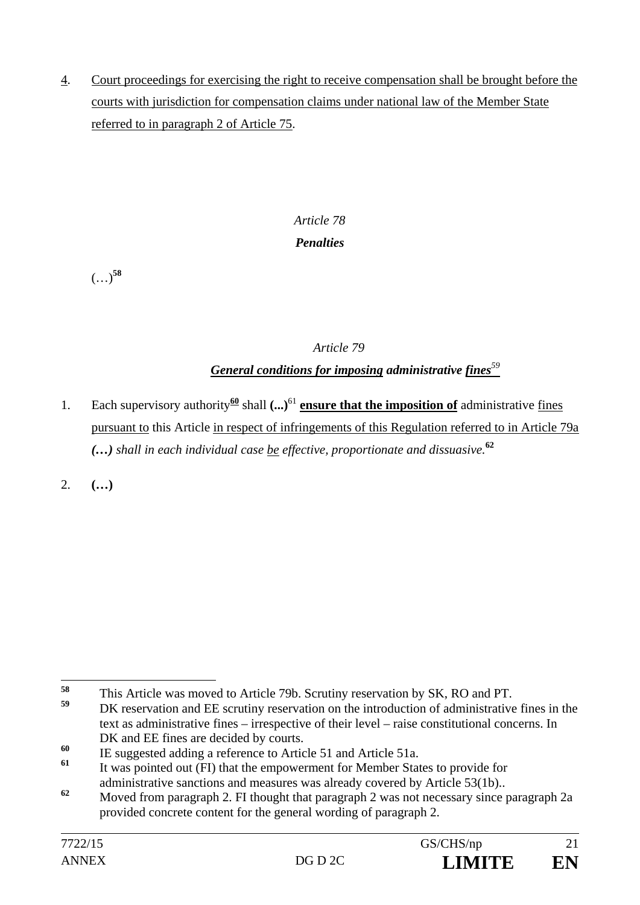4. Court proceedings for exercising the right to receive compensation shall be brought before the courts with jurisdiction for compensation claims under national law of the Member State referred to in paragraph 2 of Article 75.

*Article 78*

***Penalties***

(…)[58]

*Article 79*

***General conditions for imposing administrative fines***[59]

1. Each supervisory authority[60] shall **(...)**[61] **ensure that the imposition of** administrative fines pursuant to this Article in respect of infringements of this Regulation referred to in Article 79a ***(…)*** *shall in each individual case be effective, proportionate and dissuasive.*[62]

2. **(…)**

---

[58] This Article was moved to Article 79b. Scrutiny reservation by SK, RO and PT.

[59] DK reservation and EE scrutiny reservation on the introduction of administrative fines in the text as administrative fines – irrespective of their level – raise constitutional concerns. In DK and EE fines are decided by courts.

[60] IE suggested adding a reference to Article 51 and Article 51a.

[61] It was pointed out (FI) that the empowerment for Member States to provide for administrative sanctions and measures was already covered by Article 53(1b)..

[62] Moved from paragraph 2. FI thought that paragraph 2 was not necessary since paragraph 2a provided concrete content for the general wording of paragraph 2.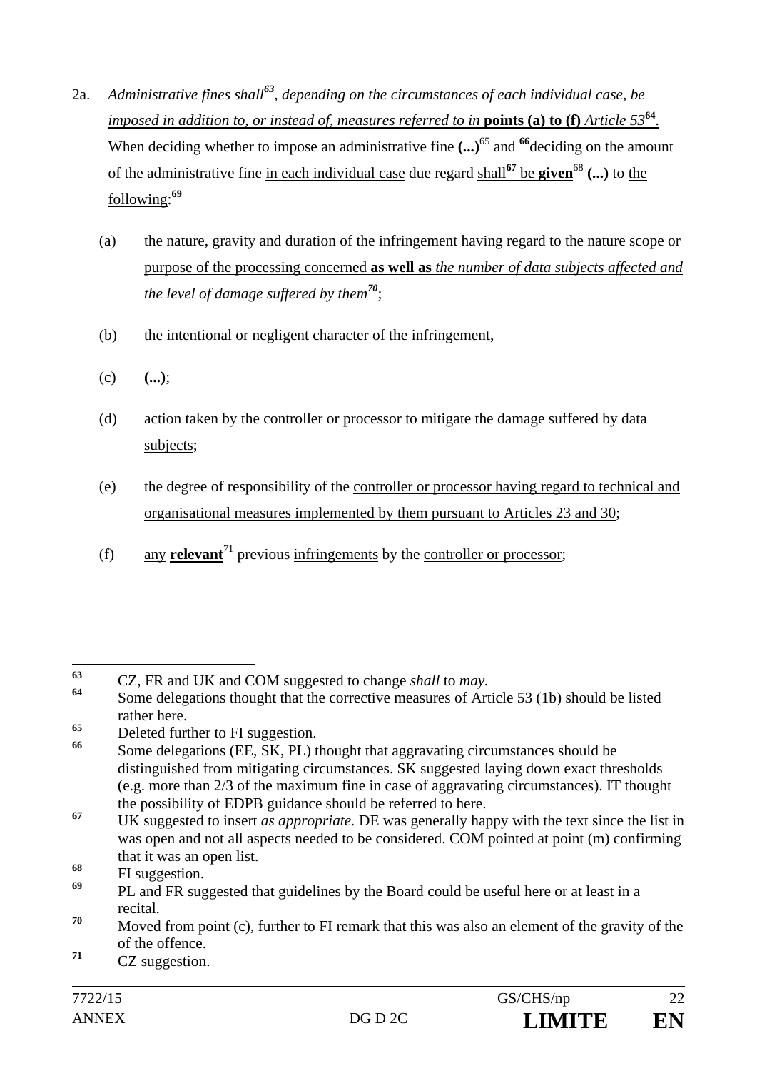2a. *Administrative fines shall*[63]*, depending on the circumstances of each individual case, be imposed in addition to, or instead of, measures referred to in* **points (a) to (f)** *Article 53*[64]*.* When deciding whether to impose an administrative fine **(...)**[65] and [66]deciding on the amount of the administrative fine in each individual case due regard shall[67] be **given**[68] **(...)** to the following:[69]

(a) the nature, gravity and duration of the infringement having regard to the nature scope or purpose of the processing concerned **as well as** *the number of data subjects affected and the level of damage suffered by them*[70];

(b) the intentional or negligent character of the infringement,

(c) **(...)**;

(d) action taken by the controller or processor to mitigate the damage suffered by data subjects;

(e) the degree of responsibility of the controller or processor having regard to technical and organisational measures implemented by them pursuant to Articles 23 and 30;

(f) any **relevant**[71] previous infringements by the controller or processor;

---

[63] CZ, FR and UK and COM suggested to change *shall* to *may.*

[64] Some delegations thought that the corrective measures of Article 53 (1b) should be listed rather here.

[65] Deleted further to FI suggestion.

[66] Some delegations (EE, SK, PL) thought that aggravating circumstances should be distinguished from mitigating circumstances. SK suggested laying down exact thresholds (e.g. more than 2/3 of the maximum fine in case of aggravating circumstances). IT thought the possibility of EDPB guidance should be referred to here.

[67] UK suggested to insert *as appropriate.* DE was generally happy with the text since the list in was open and not all aspects needed to be considered. COM pointed at point (m) confirming that it was an open list.

[68] FI suggestion.

[69] PL and FR suggested that guidelines by the Board could be useful here or at least in a recital.

[70] Moved from point (c), further to FI remark that this was also an element of the gravity of the of the offence.

[71] CZ suggestion.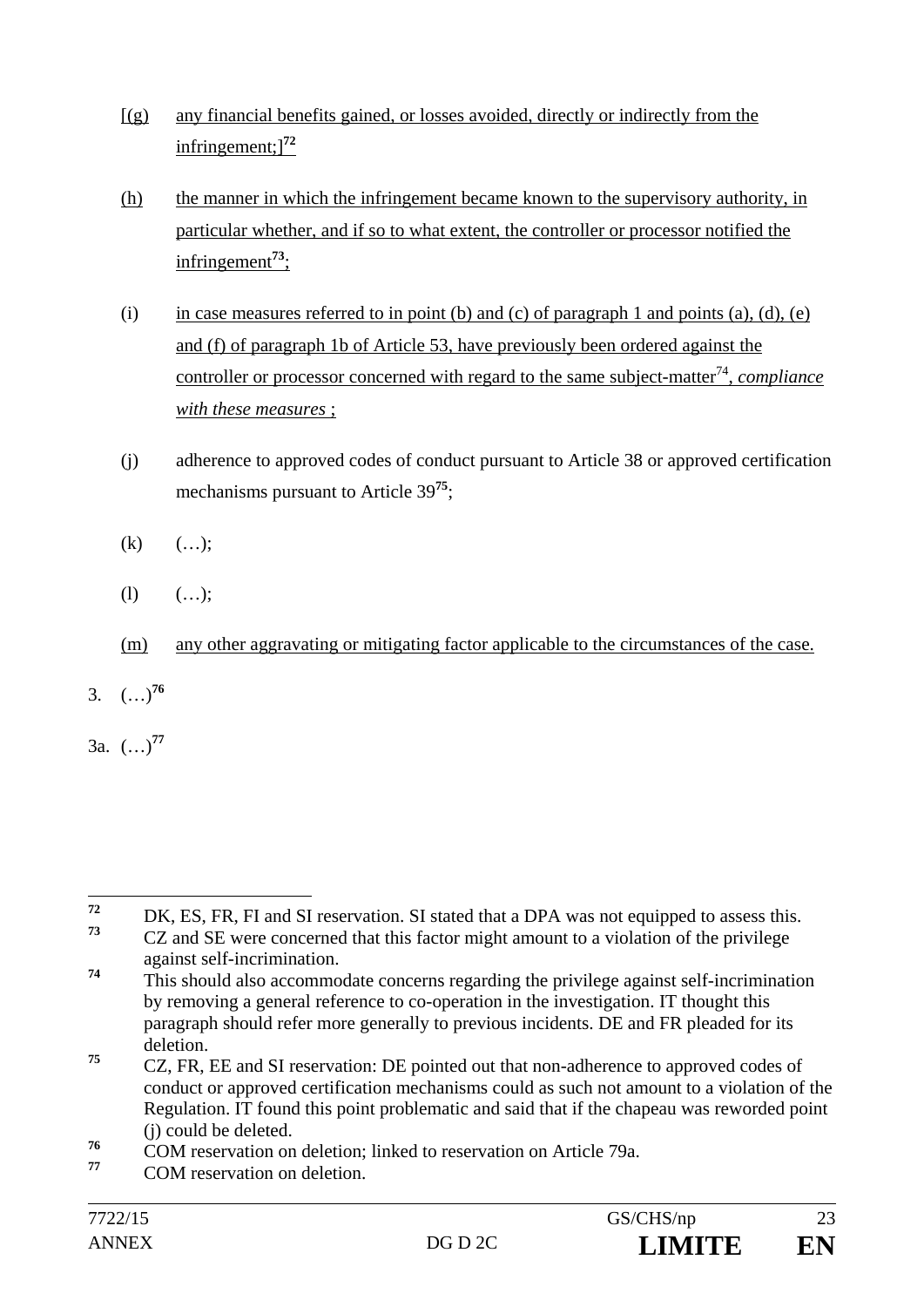[(g) any financial benefits gained, or losses avoided, directly or indirectly from the infringement;][72]

(h) the manner in which the infringement became known to the supervisory authority, in particular whether, and if so to what extent, the controller or processor notified the infringement[73];

(i) in case measures referred to in point (b) and (c) of paragraph 1 and points (a), (d), (e) and (f) of paragraph 1b of Article 53, have previously been ordered against the controller or processor concerned with regard to the same subject-matter[74], *compliance with these measures* ;

(j) adherence to approved codes of conduct pursuant to Article 38 or approved certification mechanisms pursuant to Article 39[75];

(k) (…);

(l) (…);

(m) any other aggravating or mitigating factor applicable to the circumstances of the case.

3. (…)[76]

3a. (…)[77]

---

[72] DK, ES, FR, FI and SI reservation. SI stated that a DPA was not equipped to assess this.

[73] CZ and SE were concerned that this factor might amount to a violation of the privilege against self-incrimination.

[74] This should also accommodate concerns regarding the privilege against self-incrimination by removing a general reference to co-operation in the investigation. IT thought this paragraph should refer more generally to previous incidents. DE and FR pleaded for its deletion.

[75] CZ, FR, EE and SI reservation: DE pointed out that non-adherence to approved codes of conduct or approved certification mechanisms could as such not amount to a violation of the Regulation. IT found this point problematic and said that if the chapeau was reworded point (j) could be deleted.

[76] COM reservation on deletion; linked to reservation on Article 79a.

[77] COM reservation on deletion.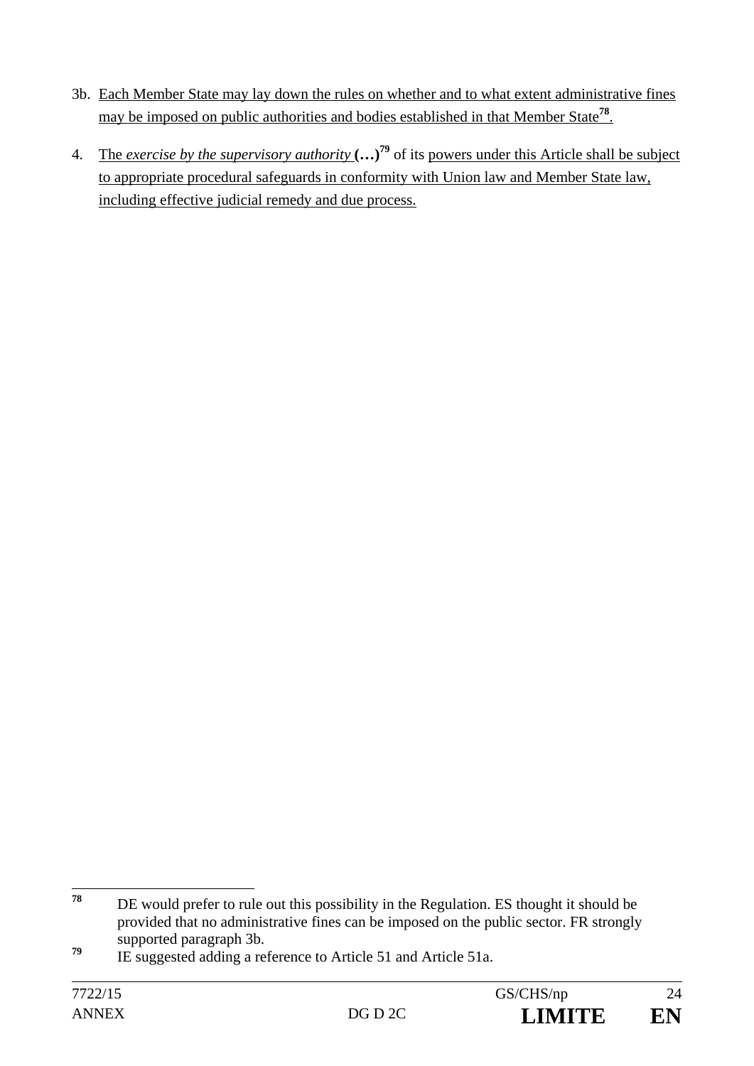3b. Each Member State may lay down the rules on whether and to what extent administrative fines may be imposed on public authorities and bodies established in that Member State[78].

4. The *exercise by the supervisory authority* **(…)**[79] of its powers under this Article shall be subject to appropriate procedural safeguards in conformity with Union law and Member State law, including effective judicial remedy and due process.

---

[78] DE would prefer to rule out this possibility in the Regulation. ES thought it should be provided that no administrative fines can be imposed on the public sector. FR strongly supported paragraph 3b.

[79] IE suggested adding a reference to Article 51 and Article 51a.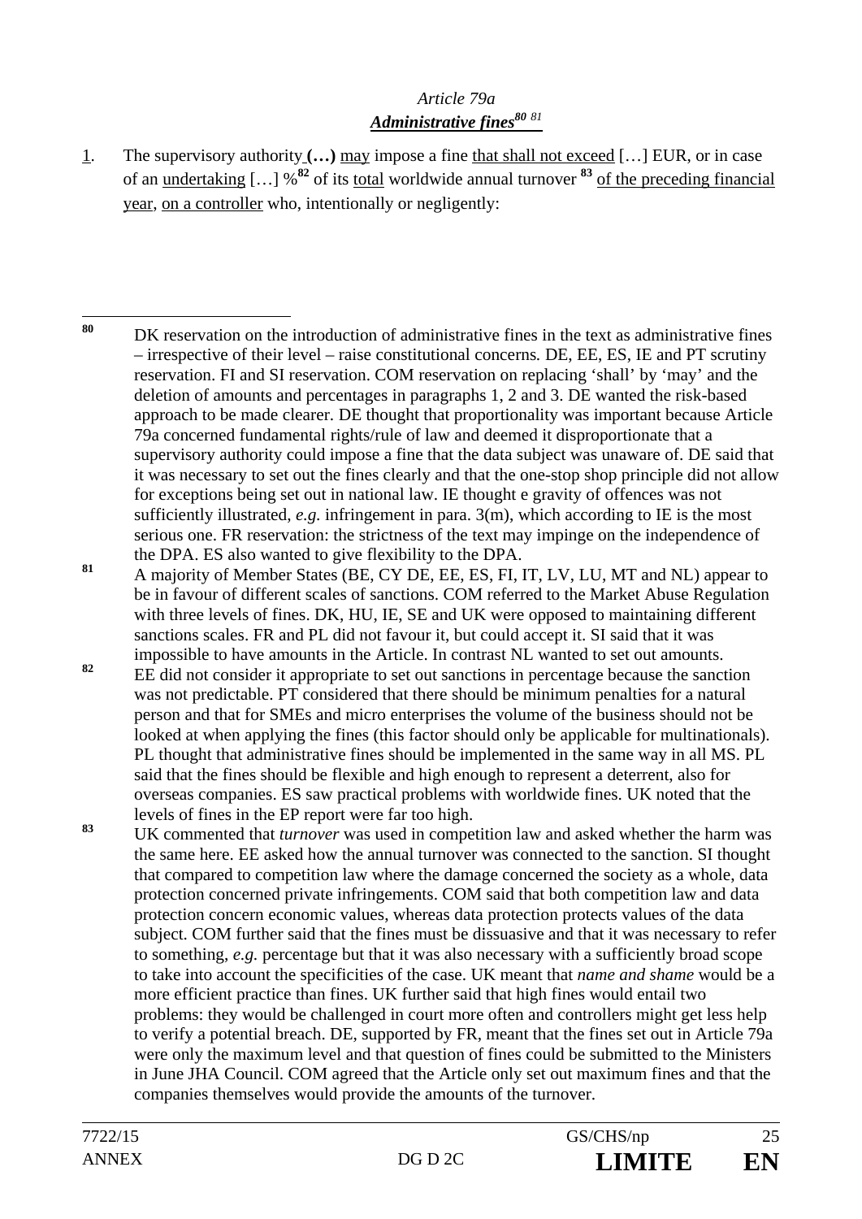*Article 79a*

***Administrative fines***[80] [81]

1. The supervisory authority **(…)** may impose a fine that shall not exceed […] EUR, or in case of an undertaking […] %[82] of its total worldwide annual turnover [83] of the preceding financial year, on a controller who, intentionally or negligently:

---

[80] DK reservation on the introduction of administrative fines in the text as administrative fines – irrespective of their level – raise constitutional concerns. DE, EE, ES, IE and PT scrutiny reservation. FI and SI reservation. COM reservation on replacing 'shall' by 'may' and the deletion of amounts and percentages in paragraphs 1, 2 and 3. DE wanted the risk-based approach to be made clearer. DE thought that proportionality was important because Article 79a concerned fundamental rights/rule of law and deemed it disproportionate that a supervisory authority could impose a fine that the data subject was unaware of. DE said that it was necessary to set out the fines clearly and that the one-stop shop principle did not allow for exceptions being set out in national law. IE thought e gravity of offences was not sufficiently illustrated, *e.g.* infringement in para. 3(m), which according to IE is the most serious one. FR reservation: the strictness of the text may impinge on the independence of the DPA. ES also wanted to give flexibility to the DPA.

[81] A majority of Member States (BE, CY DE, EE, ES, FI, IT, LV, LU, MT and NL) appear to be in favour of different scales of sanctions. COM referred to the Market Abuse Regulation with three levels of fines. DK, HU, IE, SE and UK were opposed to maintaining different sanctions scales. FR and PL did not favour it, but could accept it. SI said that it was impossible to have amounts in the Article. In contrast NL wanted to set out amounts.

[82] EE did not consider it appropriate to set out sanctions in percentage because the sanction was not predictable. PT considered that there should be minimum penalties for a natural person and that for SMEs and micro enterprises the volume of the business should not be looked at when applying the fines (this factor should only be applicable for multinationals). PL thought that administrative fines should be implemented in the same way in all MS. PL said that the fines should be flexible and high enough to represent a deterrent, also for overseas companies. ES saw practical problems with worldwide fines. UK noted that the levels of fines in the EP report were far too high.

[83] UK commented that *turnover* was used in competition law and asked whether the harm was the same here. EE asked how the annual turnover was connected to the sanction. SI thought that compared to competition law where the damage concerned the society as a whole, data protection concerned private infringements. COM said that both competition law and data protection concern economic values, whereas data protection protects values of the data subject. COM further said that the fines must be dissuasive and that it was necessary to refer to something, *e.g.* percentage but that it was also necessary with a sufficiently broad scope to take into account the specificities of the case. UK meant that *name and shame* would be a more efficient practice than fines. UK further said that high fines would entail two problems: they would be challenged in court more often and controllers might get less help to verify a potential breach. DE, supported by FR, meant that the fines set out in Article 79a were only the maximum level and that question of fines could be submitted to the Ministers in June JHA Council. COM agreed that the Article only set out maximum fines and that the companies themselves would provide the amounts of the turnover.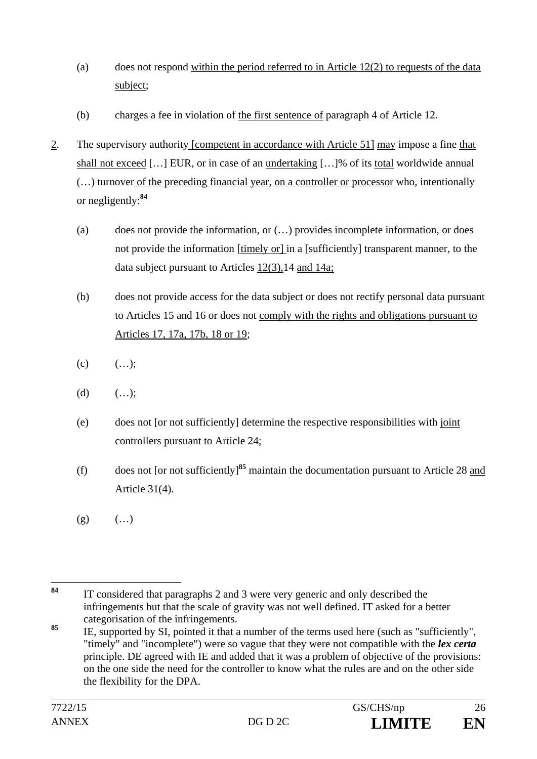(a) does not respond within the period referred to in Article 12(2) to requests of the data subject;

(b) charges a fee in violation of the first sentence of paragraph 4 of Article 12.

2. The supervisory authority [competent in accordance with Article 51] may impose a fine that shall not exceed […] EUR, or in case of an undertaking […]% of its total worldwide annual (…) turnover of the preceding financial year, on a controller or processor who, intentionally or negligently:[84]

(a) does not provide the information, or (…) provides incomplete information, or does not provide the information [timely or] in a [sufficiently] transparent manner, to the data subject pursuant to Articles 12(3),14 and 14a;

(b) does not provide access for the data subject or does not rectify personal data pursuant to Articles 15 and 16 or does not comply with the rights and obligations pursuant to Articles 17, 17a, 17b, 18 or 19;

(c) (…);

(d) (…);

(e) does not [or not sufficiently] determine the respective responsibilities with joint controllers pursuant to Article 24;

(f) does not [or not sufficiently][85] maintain the documentation pursuant to Article 28 and Article 31(4).

(g) (…)

---

[84] IT considered that paragraphs 2 and 3 were very generic and only described the infringements but that the scale of gravity was not well defined. IT asked for a better categorisation of the infringements.

[85] IE, supported by SI, pointed it that a number of the terms used here (such as "sufficiently", "timely" and "incomplete") were so vague that they were not compatible with the ***lex certa*** principle. DE agreed with IE and added that it was a problem of objective of the provisions: on the one side the need for the controller to know what the rules are and on the other side the flexibility for the DPA.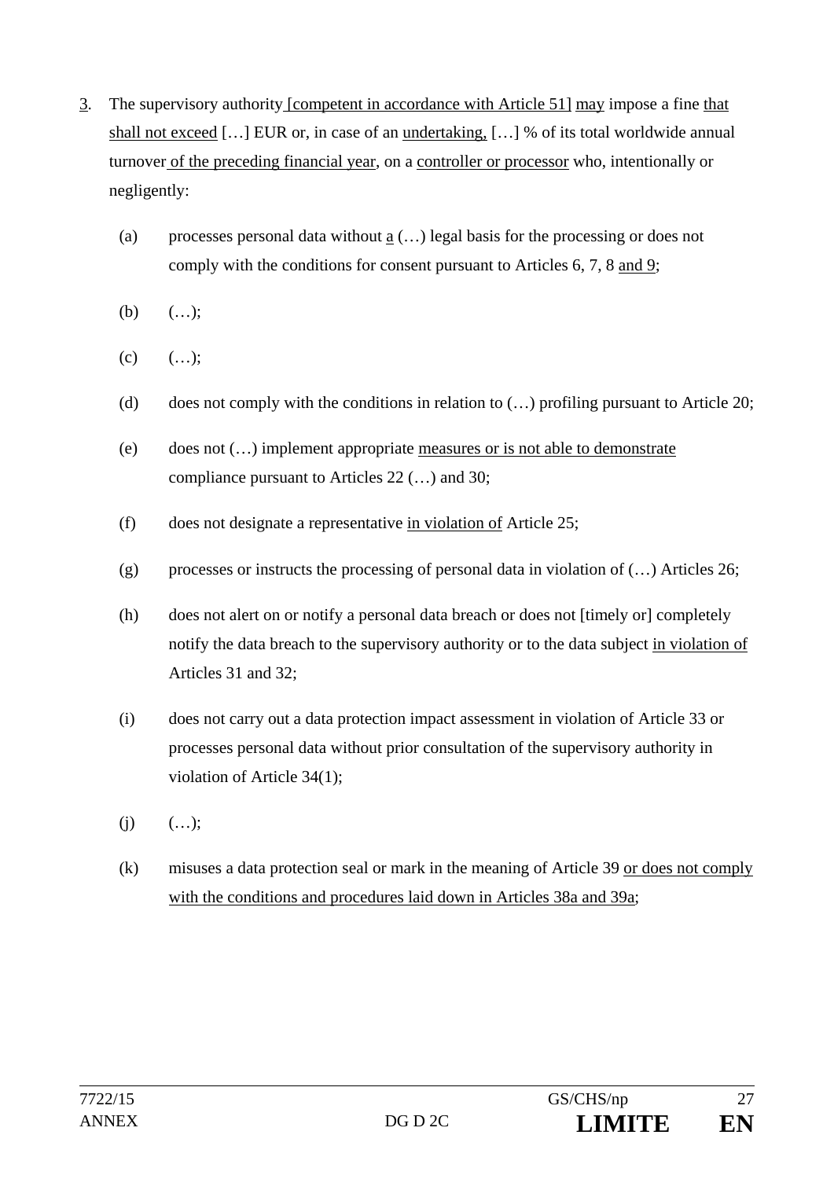3. The supervisory authority [competent in accordance with Article 51] may impose a fine that shall not exceed […] EUR or, in case of an undertaking, […] % of its total worldwide annual turnover of the preceding financial year, on a controller or processor who, intentionally or negligently:

   (a) processes personal data without a (…) legal basis for the processing or does not comply with the conditions for consent pursuant to Articles 6, 7, 8 and 9;

   (b) (…);

   (c) (…);

   (d) does not comply with the conditions in relation to (…) profiling pursuant to Article 20;

   (e) does not (…) implement appropriate measures or is not able to demonstrate compliance pursuant to Articles 22 (…) and 30;

   (f) does not designate a representative in violation of Article 25;

   (g) processes or instructs the processing of personal data in violation of (…) Articles 26;

   (h) does not alert on or notify a personal data breach or does not [timely or] completely notify the data breach to the supervisory authority or to the data subject in violation of Articles 31 and 32;

   (i) does not carry out a data protection impact assessment in violation of Article 33 or processes personal data without prior consultation of the supervisory authority in violation of Article 34(1);

   (j) (…);

   (k) misuses a data protection seal or mark in the meaning of Article 39 or does not comply with the conditions and procedures laid down in Articles 38a and 39a;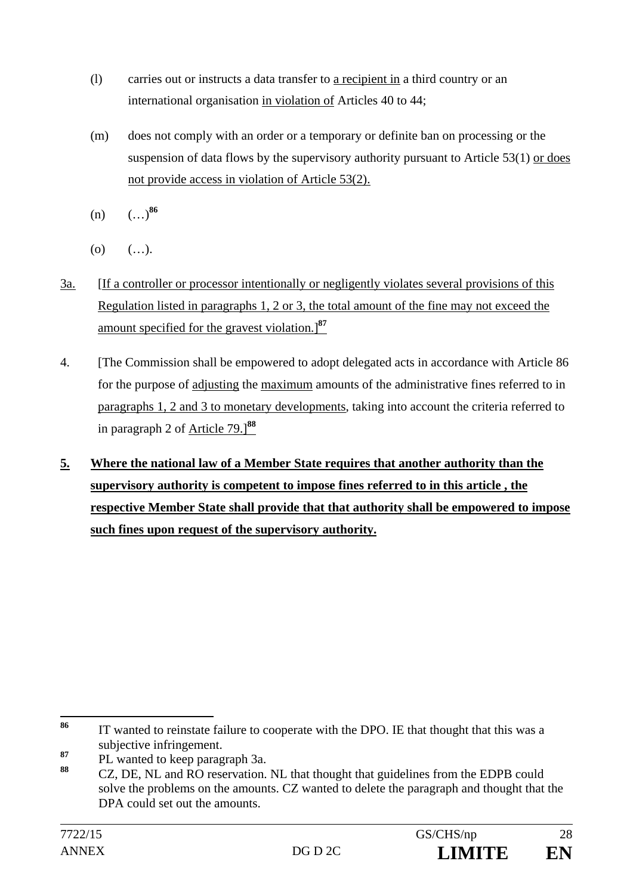(l) carries out or instructs a data transfer to a recipient in a third country or an international organisation in violation of Articles 40 to 44;

(m) does not comply with an order or a temporary or definite ban on processing or the suspension of data flows by the supervisory authority pursuant to Article 53(1) or does not provide access in violation of Article 53(2).

(n) (…)[86]

(o) (…).

3a. [If a controller or processor intentionally or negligently violates several provisions of this Regulation listed in paragraphs 1, 2 or 3, the total amount of the fine may not exceed the amount specified for the gravest violation.][87]

4. [The Commission shall be empowered to adopt delegated acts in accordance with Article 86 for the purpose of adjusting the maximum amounts of the administrative fines referred to in paragraphs 1, 2 and 3 to monetary developments, taking into account the criteria referred to in paragraph 2 of Article 79.][88]

**5. Where the national law of a Member State requires that another authority than the supervisory authority is competent to impose fines referred to in this article , the respective Member State shall provide that that authority shall be empowered to impose such fines upon request of the supervisory authority.**

---

[86] IT wanted to reinstate failure to cooperate with the DPO. IE that thought that this was a subjective infringement.

[87] PL wanted to keep paragraph 3a.

[88] CZ, DE, NL and RO reservation. NL that thought that guidelines from the EDPB could solve the problems on the amounts. CZ wanted to delete the paragraph and thought that the DPA could set out the amounts.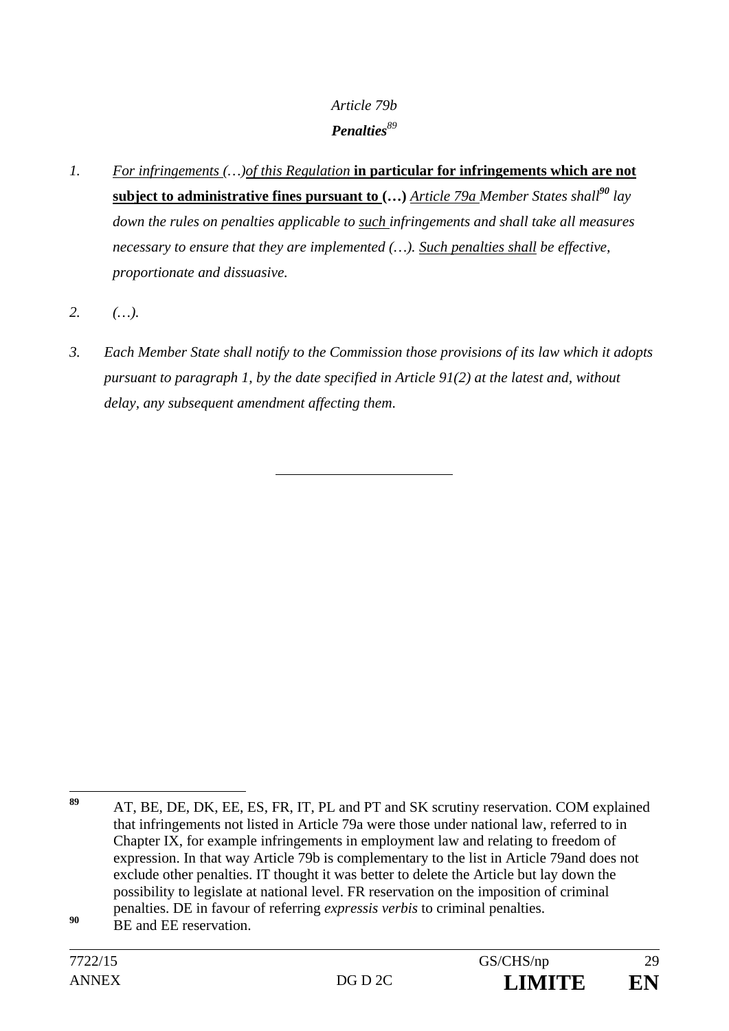*Article 79b*

***Penalties***[89]

1. *For infringements (…)of this Regulation* **in particular for infringements which are not subject to administrative fines pursuant to (…)** *Article 79a Member States shall*[90] *lay down the rules on penalties applicable to such infringements and shall take all measures necessary to ensure that they are implemented (…). Such penalties shall be effective, proportionate and dissuasive.*

2. *(…).*

3. *Each Member State shall notify to the Commission those provisions of its law which it adopts pursuant to paragraph 1, by the date specified in Article 91(2) at the latest and, without delay, any subsequent amendment affecting them.*

---

[89] AT, BE, DE, DK, EE, ES, FR, IT, PL and PT and SK scrutiny reservation. COM explained that infringements not listed in Article 79a were those under national law, referred to in Chapter IX, for example infringements in employment law and relating to freedom of expression. In that way Article 79b is complementary to the list in Article 79and does not exclude other penalties. IT thought it was better to delete the Article but lay down the possibility to legislate at national level. FR reservation on the imposition of criminal penalties. DE in favour of referring *expressis verbis* to criminal penalties.

[90] BE and EE reservation.